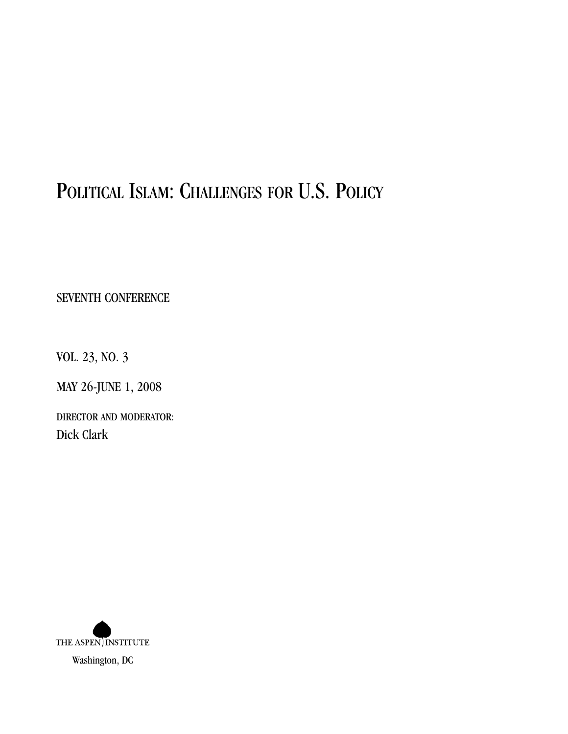# Political Islam: Challenges for U.S. Policy

SEVENTH CONFERENCE

VOL. 23, NO. 3

MAY 26-JUNE 1, 2008

DIRECTOR AND MODERATOR:
Dick Clark

THE ASPEN INSTITUTE
Washington, DC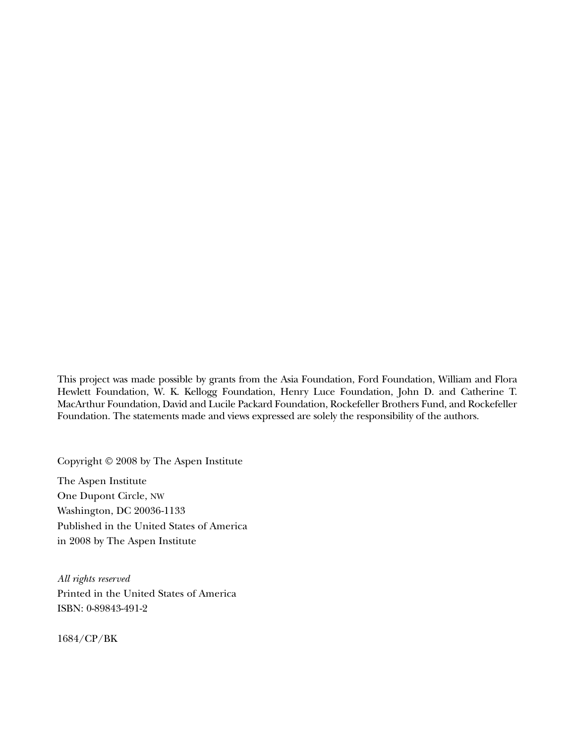This project was made possible by grants from the Asia Foundation, Ford Foundation, William and Flora Hewlett Foundation, W. K. Kellogg Foundation, Henry Luce Foundation, John D. and Catherine T. MacArthur Foundation, David and Lucile Packard Foundation, Rockefeller Brothers Fund, and Rockefeller Foundation. The statements made and views expressed are solely the responsibility of the authors.

Copyright © 2008 by The Aspen Institute

The Aspen Institute  
One Dupont Circle, NW  
Washington, DC 20036-1133  
Published in the United States of America  
in 2008 by The Aspen Institute

*All rights reserved*  
Printed in the United States of America  
ISBN: 0-89843-491-2

1684/CP/BK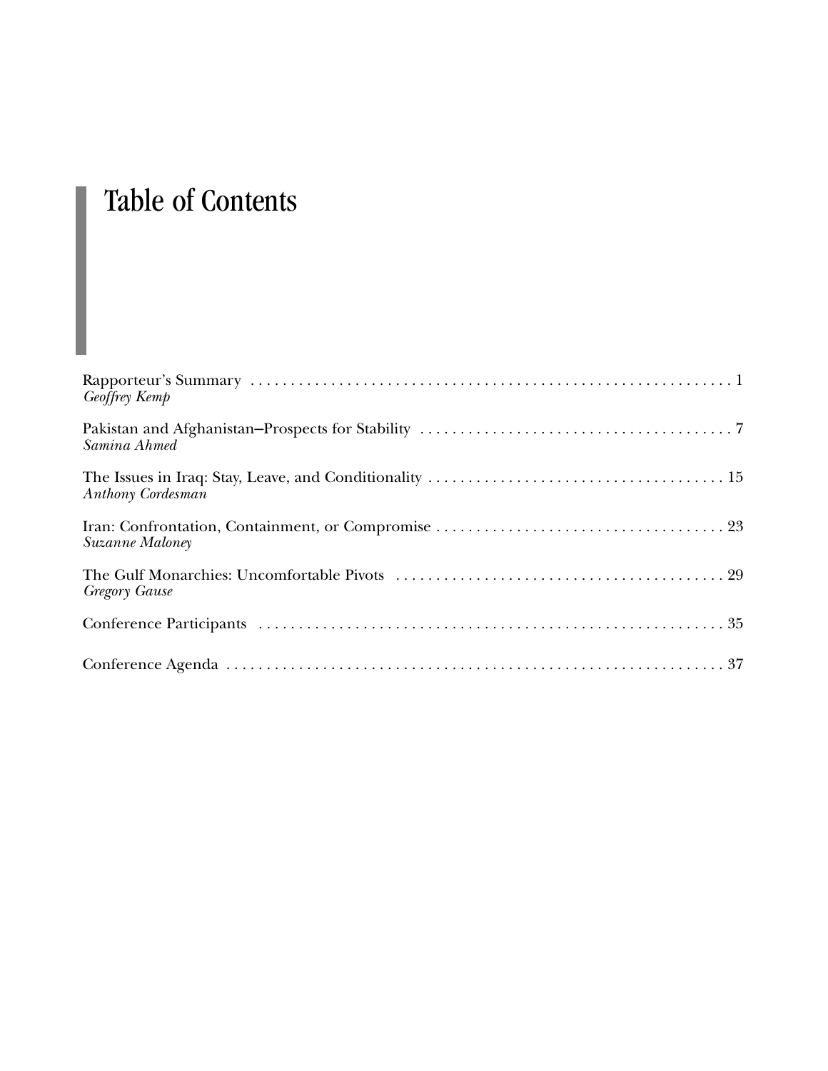# Table of Contents

Rapporteur's Summary . . . . . . . . . . . . . . . . . . . . . . . . . . . . . . . . . . . . . . . . . . . . . . . . . . . . . . . . . . . . . 1
*Geoffrey Kemp*

Pakistan and Afghanistan—Prospects for Stability . . . . . . . . . . . . . . . . . . . . . . . . . . . . . . . . . . . . . . . 7
*Samina Ahmed*

The Issues in Iraq: Stay, Leave, and Conditionality . . . . . . . . . . . . . . . . . . . . . . . . . . . . . . . . . . . . . 15
*Anthony Cordesman*

Iran: Confrontation, Containment, or Compromise . . . . . . . . . . . . . . . . . . . . . . . . . . . . . . . . . . . . 23
*Suzanne Maloney*

The Gulf Monarchies: Uncomfortable Pivots . . . . . . . . . . . . . . . . . . . . . . . . . . . . . . . . . . . . . . . . . 29
*Gregory Gause*

Conference Participants . . . . . . . . . . . . . . . . . . . . . . . . . . . . . . . . . . . . . . . . . . . . . . . . . . . . . . . . . . 35

Conference Agenda . . . . . . . . . . . . . . . . . . . . . . . . . . . . . . . . . . . . . . . . . . . . . . . . . . . . . . . . . . . . . 37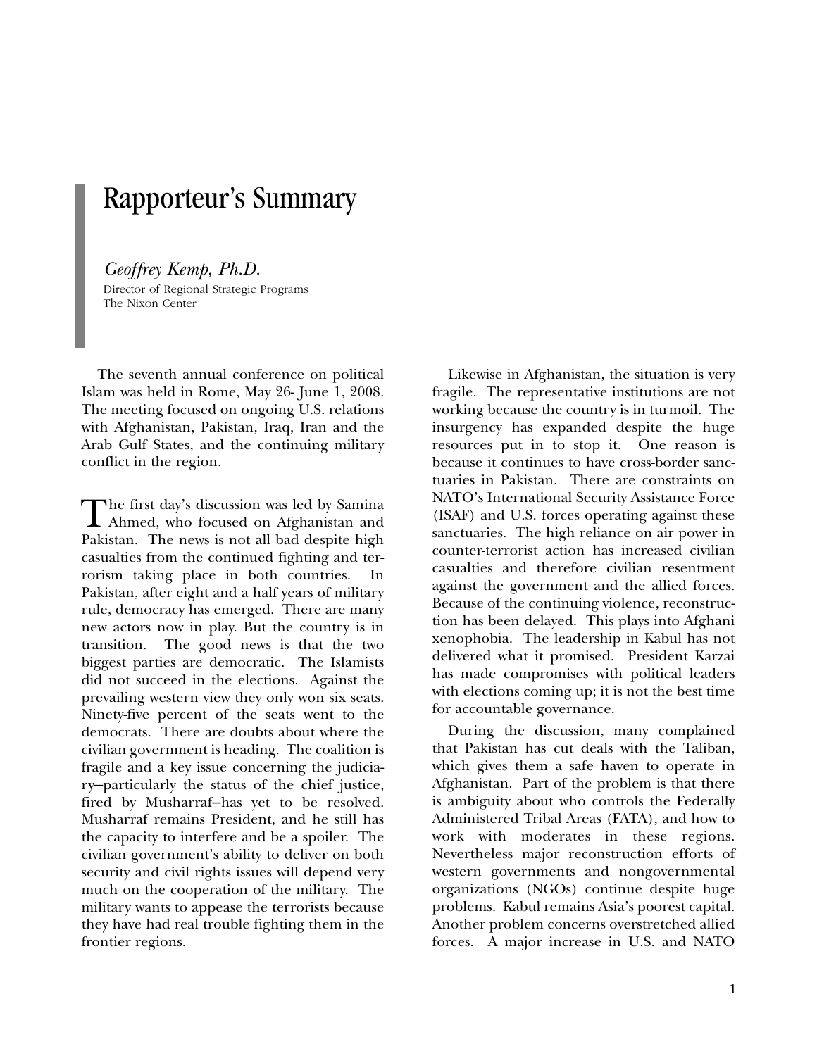# Rapporteur's Summary

*Geoffrey Kemp, Ph.D.*
Director of Regional Strategic Programs
The Nixon Center

The seventh annual conference on political Islam was held in Rome, May 26- June 1, 2008. The meeting focused on ongoing U.S. relations with Afghanistan, Pakistan, Iraq, Iran and the Arab Gulf States, and the continuing military conflict in the region.

The first day's discussion was led by Samina Ahmed, who focused on Afghanistan and Pakistan. The news is not all bad despite high casualties from the continued fighting and terrorism taking place in both countries. In Pakistan, after eight and a half years of military rule, democracy has emerged. There are many new actors now in play. But the country is in transition. The good news is that the two biggest parties are democratic. The Islamists did not succeed in the elections. Against the prevailing western view they only won six seats. Ninety-five percent of the seats went to the democrats. There are doubts about where the civilian government is heading. The coalition is fragile and a key issue concerning the judiciary—particularly the status of the chief justice, fired by Musharraf—has yet to be resolved. Musharraf remains President, and he still has the capacity to interfere and be a spoiler. The civilian government's ability to deliver on both security and civil rights issues will depend very much on the cooperation of the military. The military wants to appease the terrorists because they have had real trouble fighting them in the frontier regions.

Likewise in Afghanistan, the situation is very fragile. The representative institutions are not working because the country is in turmoil. The insurgency has expanded despite the huge resources put in to stop it. One reason is because it continues to have cross-border sanctuaries in Pakistan. There are constraints on NATO's International Security Assistance Force (ISAF) and U.S. forces operating against these sanctuaries. The high reliance on air power in counter-terrorist action has increased civilian casualties and therefore civilian resentment against the government and the allied forces. Because of the continuing violence, reconstruction has been delayed. This plays into Afghani xenophobia. The leadership in Kabul has not delivered what it promised. President Karzai has made compromises with political leaders with elections coming up; it is not the best time for accountable governance.

During the discussion, many complained that Pakistan has cut deals with the Taliban, which gives them a safe haven to operate in Afghanistan. Part of the problem is that there is ambiguity about who controls the Federally Administered Tribal Areas (FATA), and how to work with moderates in these regions. Nevertheless major reconstruction efforts of western governments and nongovernmental organizations (NGOs) continue despite huge problems. Kabul remains Asia's poorest capital. Another problem concerns overstretched allied forces. A major increase in U.S. and NATO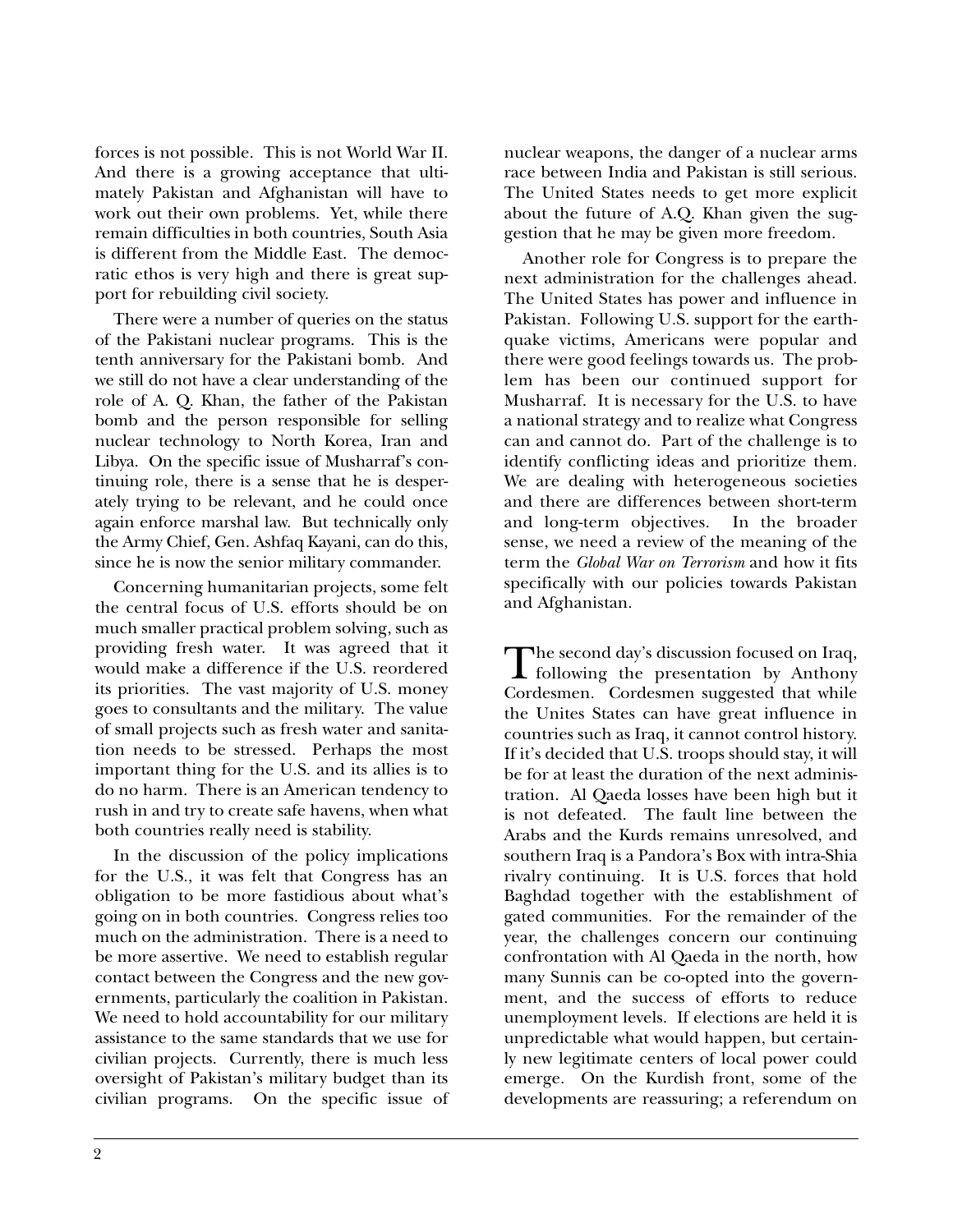forces is not possible. This is not World War II. And there is a growing acceptance that ultimately Pakistan and Afghanistan will have to work out their own problems. Yet, while there remain difficulties in both countries, South Asia is different from the Middle East. The democratic ethos is very high and there is great support for rebuilding civil society.

There were a number of queries on the status of the Pakistani nuclear programs. This is the tenth anniversary for the Pakistani bomb. And we still do not have a clear understanding of the role of A. Q. Khan, the father of the Pakistan bomb and the person responsible for selling nuclear technology to North Korea, Iran and Libya. On the specific issue of Musharraf's continuing role, there is a sense that he is desperately trying to be relevant, and he could once again enforce marshal law. But technically only the Army Chief, Gen. Ashfaq Kayani, can do this, since he is now the senior military commander.

Concerning humanitarian projects, some felt the central focus of U.S. efforts should be on much smaller practical problem solving, such as providing fresh water. It was agreed that it would make a difference if the U.S. reordered its priorities. The vast majority of U.S. money goes to consultants and the military. The value of small projects such as fresh water and sanitation needs to be stressed. Perhaps the most important thing for the U.S. and its allies is to do no harm. There is an American tendency to rush in and try to create safe havens, when what both countries really need is stability.

In the discussion of the policy implications for the U.S., it was felt that Congress has an obligation to be more fastidious about what's going on in both countries. Congress relies too much on the administration. There is a need to be more assertive. We need to establish regular contact between the Congress and the new governments, particularly the coalition in Pakistan. We need to hold accountability for our military assistance to the same standards that we use for civilian projects. Currently, there is much less oversight of Pakistan's military budget than its civilian programs. On the specific issue of nuclear weapons, the danger of a nuclear arms race between India and Pakistan is still serious. The United States needs to get more explicit about the future of A.Q. Khan given the suggestion that he may be given more freedom.

Another role for Congress is to prepare the next administration for the challenges ahead. The United States has power and influence in Pakistan. Following U.S. support for the earthquake victims, Americans were popular and there were good feelings towards us. The problem has been our continued support for Musharraf. It is necessary for the U.S. to have a national strategy and to realize what Congress can and cannot do. Part of the challenge is to identify conflicting ideas and prioritize them. We are dealing with heterogeneous societies and there are differences between short-term and long-term objectives. In the broader sense, we need a review of the meaning of the term the *Global War on Terrorism* and how it fits specifically with our policies towards Pakistan and Afghanistan.

The second day's discussion focused on Iraq, following the presentation by Anthony Cordesmen. Cordesmen suggested that while the Unites States can have great influence in countries such as Iraq, it cannot control history. If it's decided that U.S. troops should stay, it will be for at least the duration of the next administration. Al Qaeda losses have been high but it is not defeated. The fault line between the Arabs and the Kurds remains unresolved, and southern Iraq is a Pandora's Box with intra-Shia rivalry continuing. It is U.S. forces that hold Baghdad together with the establishment of gated communities. For the remainder of the year, the challenges concern our continuing confrontation with Al Qaeda in the north, how many Sunnis can be co-opted into the government, and the success of efforts to reduce unemployment levels. If elections are held it is unpredictable what would happen, but certainly new legitimate centers of local power could emerge. On the Kurdish front, some of the developments are reassuring; a referendum on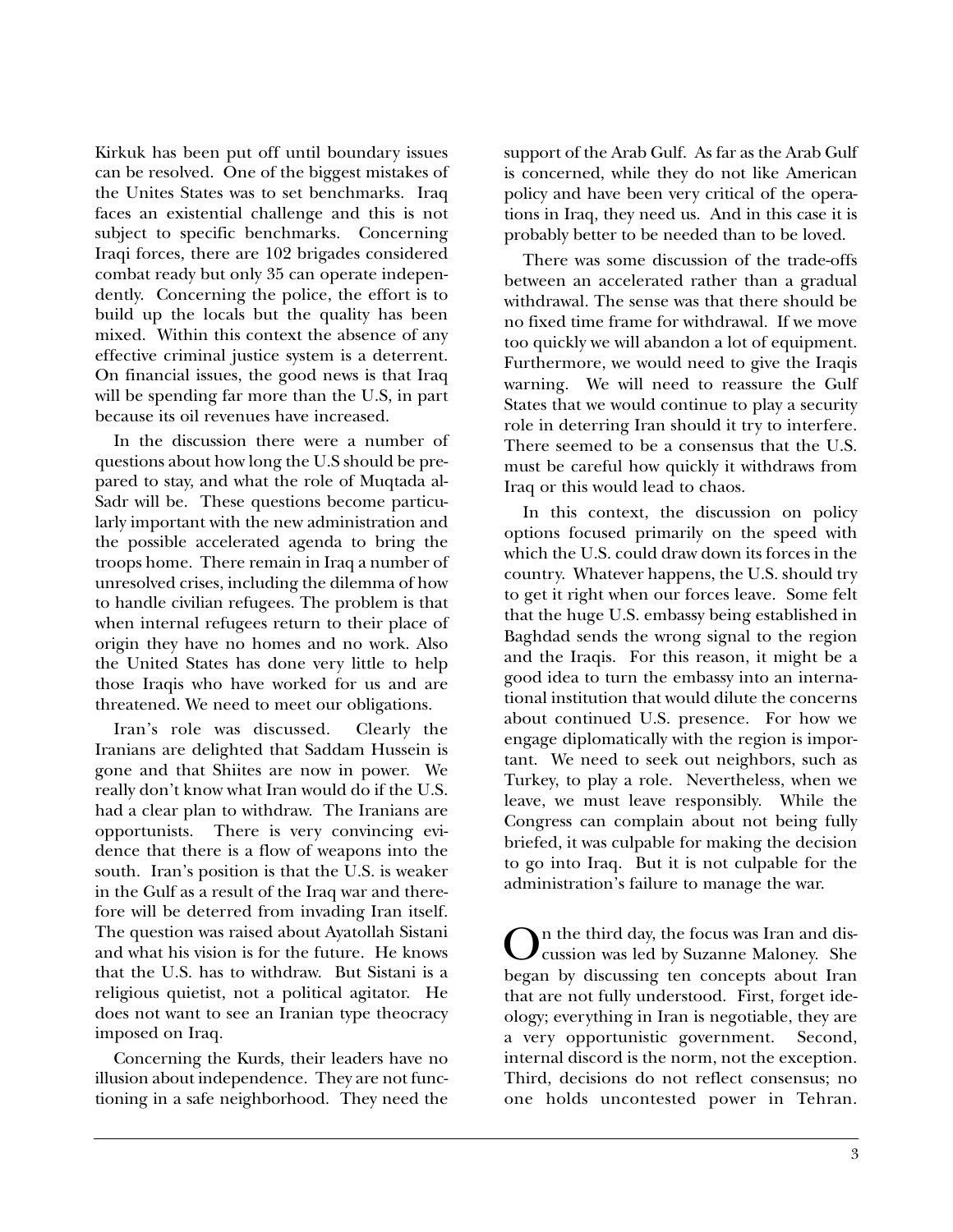Kirkuk has been put off until boundary issues can be resolved. One of the biggest mistakes of the Unites States was to set benchmarks. Iraq faces an existential challenge and this is not subject to specific benchmarks. Concerning Iraqi forces, there are 102 brigades considered combat ready but only 35 can operate independently. Concerning the police, the effort is to build up the locals but the quality has been mixed. Within this context the absence of any effective criminal justice system is a deterrent. On financial issues, the good news is that Iraq will be spending far more than the U.S, in part because its oil revenues have increased.

In the discussion there were a number of questions about how long the U.S should be prepared to stay, and what the role of Muqtada al-Sadr will be. These questions become particularly important with the new administration and the possible accelerated agenda to bring the troops home. There remain in Iraq a number of unresolved crises, including the dilemma of how to handle civilian refugees. The problem is that when internal refugees return to their place of origin they have no homes and no work. Also the United States has done very little to help those Iraqis who have worked for us and are threatened. We need to meet our obligations.

Iran's role was discussed. Clearly the Iranians are delighted that Saddam Hussein is gone and that Shiites are now in power. We really don't know what Iran would do if the U.S. had a clear plan to withdraw. The Iranians are opportunists. There is very convincing evidence that there is a flow of weapons into the south. Iran's position is that the U.S. is weaker in the Gulf as a result of the Iraq war and therefore will be deterred from invading Iran itself. The question was raised about Ayatollah Sistani and what his vision is for the future. He knows that the U.S. has to withdraw. But Sistani is a religious quietist, not a political agitator. He does not want to see an Iranian type theocracy imposed on Iraq.

Concerning the Kurds, their leaders have no illusion about independence. They are not functioning in a safe neighborhood. They need the support of the Arab Gulf. As far as the Arab Gulf is concerned, while they do not like American policy and have been very critical of the operations in Iraq, they need us. And in this case it is probably better to be needed than to be loved.

There was some discussion of the trade-offs between an accelerated rather than a gradual withdrawal. The sense was that there should be no fixed time frame for withdrawal. If we move too quickly we will abandon a lot of equipment. Furthermore, we would need to give the Iraqis warning. We will need to reassure the Gulf States that we would continue to play a security role in deterring Iran should it try to interfere. There seemed to be a consensus that the U.S. must be careful how quickly it withdraws from Iraq or this would lead to chaos.

In this context, the discussion on policy options focused primarily on the speed with which the U.S. could draw down its forces in the country. Whatever happens, the U.S. should try to get it right when our forces leave. Some felt that the huge U.S. embassy being established in Baghdad sends the wrong signal to the region and the Iraqis. For this reason, it might be a good idea to turn the embassy into an international institution that would dilute the concerns about continued U.S. presence. For how we engage diplomatically with the region is important. We need to seek out neighbors, such as Turkey, to play a role. Nevertheless, when we leave, we must leave responsibly. While the Congress can complain about not being fully briefed, it was culpable for making the decision to go into Iraq. But it is not culpable for the administration's failure to manage the war.

On the third day, the focus was Iran and discussion was led by Suzanne Maloney. She began by discussing ten concepts about Iran that are not fully understood. First, forget ideology; everything in Iran is negotiable, they are a very opportunistic government. Second, internal discord is the norm, not the exception. Third, decisions do not reflect consensus; no one holds uncontested power in Tehran.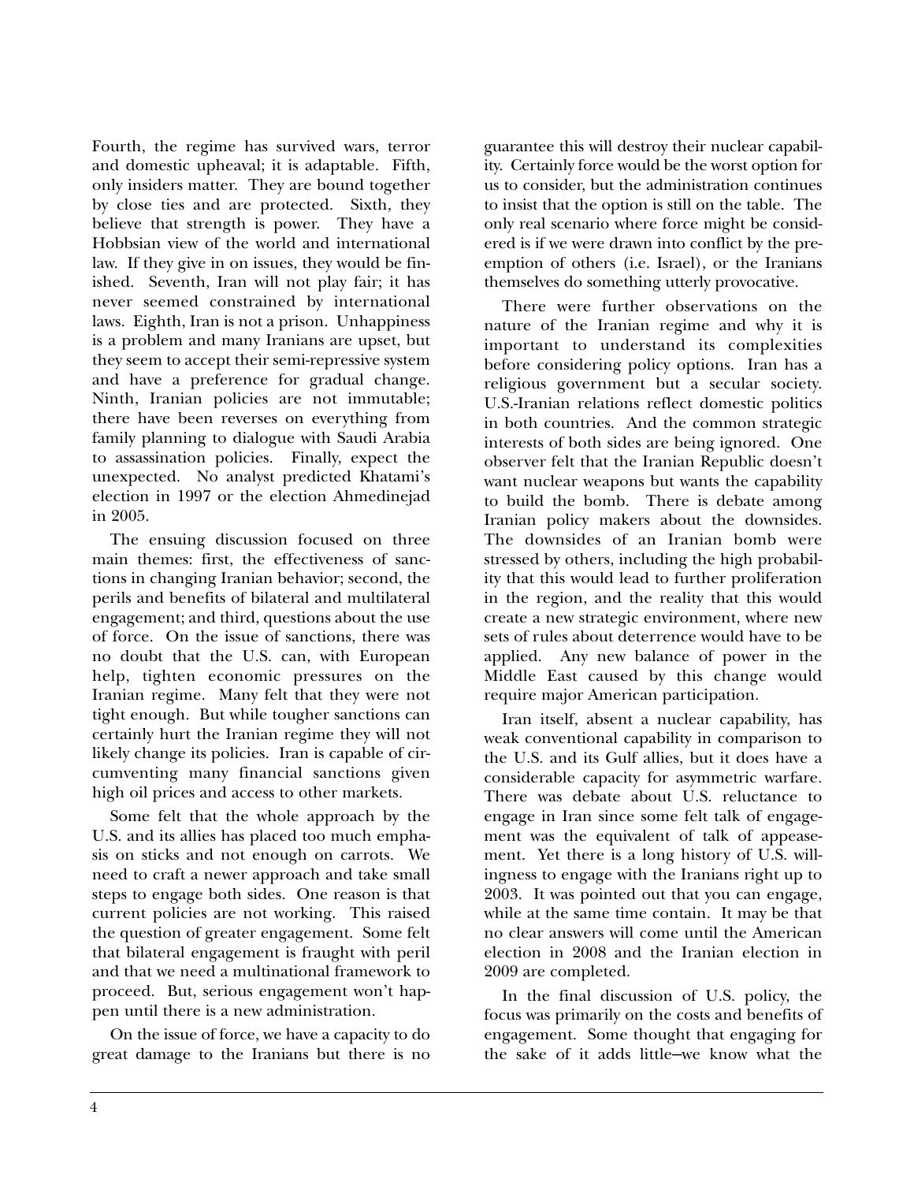Fourth, the regime has survived wars, terror and domestic upheaval; it is adaptable. Fifth, only insiders matter. They are bound together by close ties and are protected. Sixth, they believe that strength is power. They have a Hobbsian view of the world and international law. If they give in on issues, they would be finished. Seventh, Iran will not play fair; it has never seemed constrained by international laws. Eighth, Iran is not a prison. Unhappiness is a problem and many Iranians are upset, but they seem to accept their semi-repressive system and have a preference for gradual change. Ninth, Iranian policies are not immutable; there have been reverses on everything from family planning to dialogue with Saudi Arabia to assassination policies. Finally, expect the unexpected. No analyst predicted Khatami's election in 1997 or the election Ahmedinejad in 2005.

The ensuing discussion focused on three main themes: first, the effectiveness of sanctions in changing Iranian behavior; second, the perils and benefits of bilateral and multilateral engagement; and third, questions about the use of force. On the issue of sanctions, there was no doubt that the U.S. can, with European help, tighten economic pressures on the Iranian regime. Many felt that they were not tight enough. But while tougher sanctions can certainly hurt the Iranian regime they will not likely change its policies. Iran is capable of circumventing many financial sanctions given high oil prices and access to other markets.

Some felt that the whole approach by the U.S. and its allies has placed too much emphasis on sticks and not enough on carrots. We need to craft a newer approach and take small steps to engage both sides. One reason is that current policies are not working. This raised the question of greater engagement. Some felt that bilateral engagement is fraught with peril and that we need a multinational framework to proceed. But, serious engagement won't happen until there is a new administration.

On the issue of force, we have a capacity to do great damage to the Iranians but there is no guarantee this will destroy their nuclear capability. Certainly force would be the worst option for us to consider, but the administration continues to insist that the option is still on the table. The only real scenario where force might be considered is if we were drawn into conflict by the preemption of others (i.e. Israel), or the Iranians themselves do something utterly provocative.

There were further observations on the nature of the Iranian regime and why it is important to understand its complexities before considering policy options. Iran has a religious government but a secular society. U.S.-Iranian relations reflect domestic politics in both countries. And the common strategic interests of both sides are being ignored. One observer felt that the Iranian Republic doesn't want nuclear weapons but wants the capability to build the bomb. There is debate among Iranian policy makers about the downsides. The downsides of an Iranian bomb were stressed by others, including the high probability that this would lead to further proliferation in the region, and the reality that this would create a new strategic environment, where new sets of rules about deterrence would have to be applied. Any new balance of power in the Middle East caused by this change would require major American participation.

Iran itself, absent a nuclear capability, has weak conventional capability in comparison to the U.S. and its Gulf allies, but it does have a considerable capacity for asymmetric warfare. There was debate about U.S. reluctance to engage in Iran since some felt talk of engagement was the equivalent of talk of appeasement. Yet there is a long history of U.S. willingness to engage with the Iranians right up to 2003. It was pointed out that you can engage, while at the same time contain. It may be that no clear answers will come until the American election in 2008 and the Iranian election in 2009 are completed.

In the final discussion of U.S. policy, the focus was primarily on the costs and benefits of engagement. Some thought that engaging for the sake of it adds little–we know what the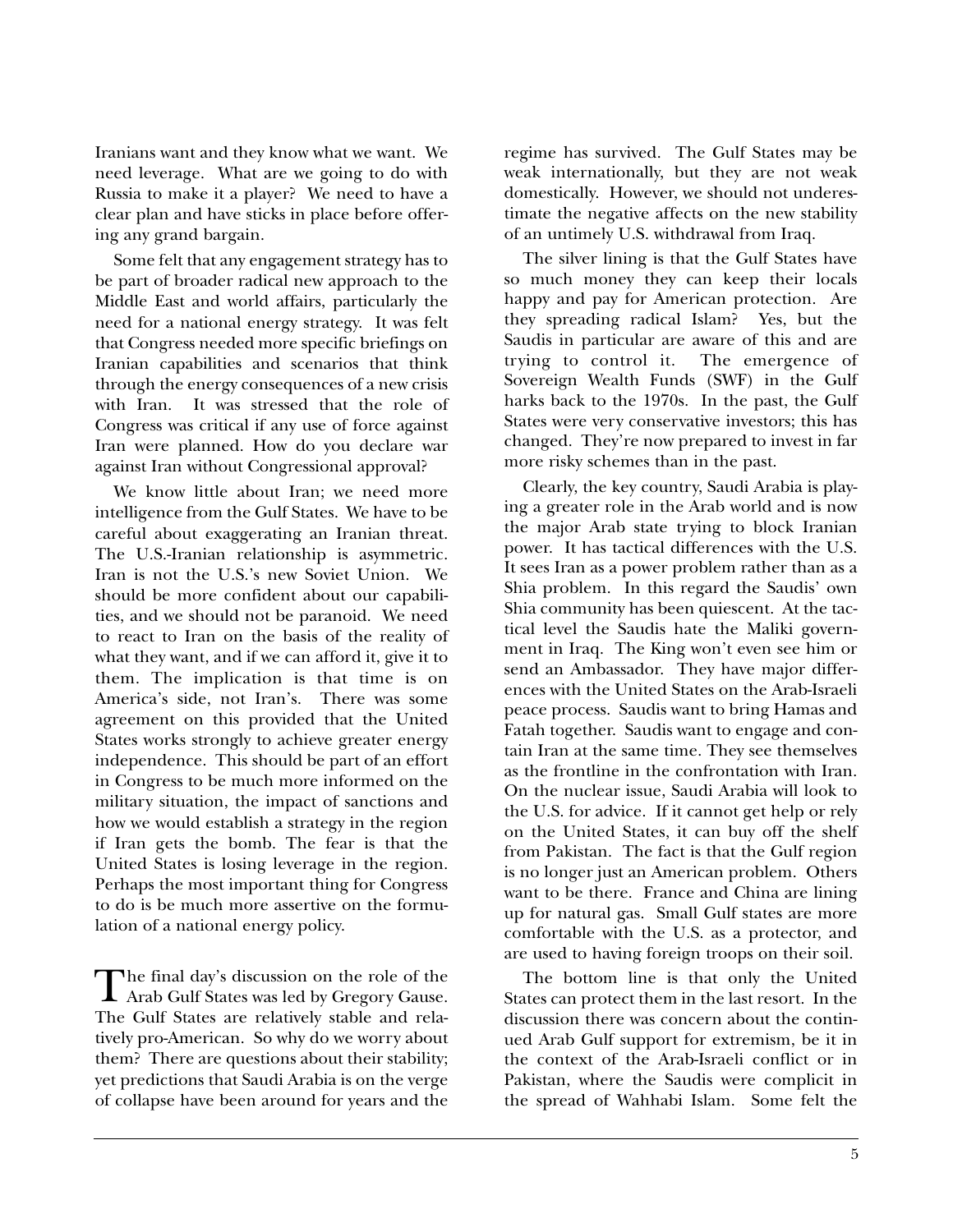Iranians want and they know what we want. We need leverage. What are we going to do with Russia to make it a player? We need to have a clear plan and have sticks in place before offering any grand bargain.

Some felt that any engagement strategy has to be part of broader radical new approach to the Middle East and world affairs, particularly the need for a national energy strategy. It was felt that Congress needed more specific briefings on Iranian capabilities and scenarios that think through the energy consequences of a new crisis with Iran. It was stressed that the role of Congress was critical if any use of force against Iran were planned. How do you declare war against Iran without Congressional approval?

We know little about Iran; we need more intelligence from the Gulf States. We have to be careful about exaggerating an Iranian threat. The U.S.-Iranian relationship is asymmetric. Iran is not the U.S.'s new Soviet Union. We should be more confident about our capabilities, and we should not be paranoid. We need to react to Iran on the basis of the reality of what they want, and if we can afford it, give it to them. The implication is that time is on America's side, not Iran's. There was some agreement on this provided that the United States works strongly to achieve greater energy independence. This should be part of an effort in Congress to be much more informed on the military situation, the impact of sanctions and how we would establish a strategy in the region if Iran gets the bomb. The fear is that the United States is losing leverage in the region. Perhaps the most important thing for Congress to do is be much more assertive on the formulation of a national energy policy.

The final day's discussion on the role of the Arab Gulf States was led by Gregory Gause. The Gulf States are relatively stable and relatively pro-American. So why do we worry about them? There are questions about their stability; yet predictions that Saudi Arabia is on the verge of collapse have been around for years and the regime has survived. The Gulf States may be weak internationally, but they are not weak domestically. However, we should not underestimate the negative affects on the new stability of an untimely U.S. withdrawal from Iraq.

The silver lining is that the Gulf States have so much money they can keep their locals happy and pay for American protection. Are they spreading radical Islam? Yes, but the Saudis in particular are aware of this and are trying to control it. The emergence of Sovereign Wealth Funds (SWF) in the Gulf harks back to the 1970s. In the past, the Gulf States were very conservative investors; this has changed. They're now prepared to invest in far more risky schemes than in the past.

Clearly, the key country, Saudi Arabia is playing a greater role in the Arab world and is now the major Arab state trying to block Iranian power. It has tactical differences with the U.S. It sees Iran as a power problem rather than as a Shia problem. In this regard the Saudis' own Shia community has been quiescent. At the tactical level the Saudis hate the Maliki government in Iraq. The King won't even see him or send an Ambassador. They have major differences with the United States on the Arab-Israeli peace process. Saudis want to bring Hamas and Fatah together. Saudis want to engage and contain Iran at the same time. They see themselves as the frontline in the confrontation with Iran. On the nuclear issue, Saudi Arabia will look to the U.S. for advice. If it cannot get help or rely on the United States, it can buy off the shelf from Pakistan. The fact is that the Gulf region is no longer just an American problem. Others want to be there. France and China are lining up for natural gas. Small Gulf states are more comfortable with the U.S. as a protector, and are used to having foreign troops on their soil.

The bottom line is that only the United States can protect them in the last resort. In the discussion there was concern about the continued Arab Gulf support for extremism, be it in the context of the Arab-Israeli conflict or in Pakistan, where the Saudis were complicit in the spread of Wahhabi Islam. Some felt the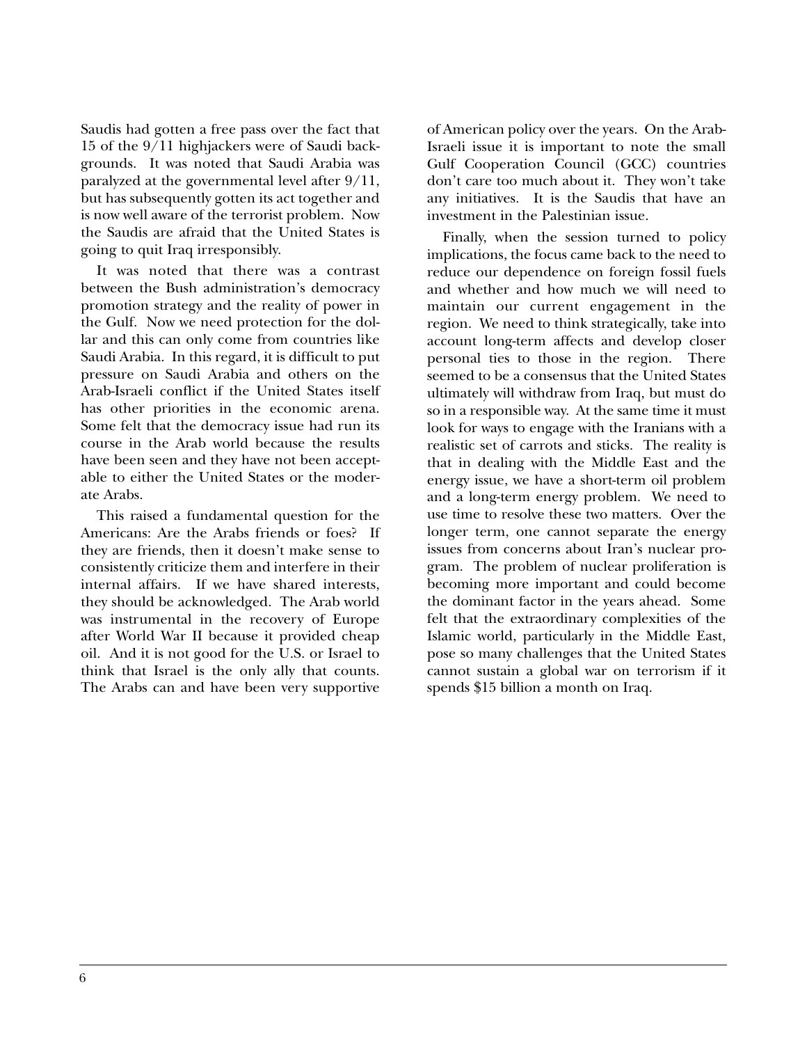Saudis had gotten a free pass over the fact that 15 of the 9/11 highjackers were of Saudi backgrounds. It was noted that Saudi Arabia was paralyzed at the governmental level after 9/11, but has subsequently gotten its act together and is now well aware of the terrorist problem. Now the Saudis are afraid that the United States is going to quit Iraq irresponsibly.

It was noted that there was a contrast between the Bush administration's democracy promotion strategy and the reality of power in the Gulf. Now we need protection for the dollar and this can only come from countries like Saudi Arabia. In this regard, it is difficult to put pressure on Saudi Arabia and others on the Arab-Israeli conflict if the United States itself has other priorities in the economic arena. Some felt that the democracy issue had run its course in the Arab world because the results have been seen and they have not been acceptable to either the United States or the moderate Arabs.

This raised a fundamental question for the Americans: Are the Arabs friends or foes? If they are friends, then it doesn't make sense to consistently criticize them and interfere in their internal affairs. If we have shared interests, they should be acknowledged. The Arab world was instrumental in the recovery of Europe after World War II because it provided cheap oil. And it is not good for the U.S. or Israel to think that Israel is the only ally that counts. The Arabs can and have been very supportive of American policy over the years. On the Arab-Israeli issue it is important to note the small Gulf Cooperation Council (GCC) countries don't care too much about it. They won't take any initiatives. It is the Saudis that have an investment in the Palestinian issue.

Finally, when the session turned to policy implications, the focus came back to the need to reduce our dependence on foreign fossil fuels and whether and how much we will need to maintain our current engagement in the region. We need to think strategically, take into account long-term affects and develop closer personal ties to those in the region. There seemed to be a consensus that the United States ultimately will withdraw from Iraq, but must do so in a responsible way. At the same time it must look for ways to engage with the Iranians with a realistic set of carrots and sticks. The reality is that in dealing with the Middle East and the energy issue, we have a short-term oil problem and a long-term energy problem. We need to use time to resolve these two matters. Over the longer term, one cannot separate the energy issues from concerns about Iran's nuclear program. The problem of nuclear proliferation is becoming more important and could become the dominant factor in the years ahead. Some felt that the extraordinary complexities of the Islamic world, particularly in the Middle East, pose so many challenges that the United States cannot sustain a global war on terrorism if it spends $15 billion a month on Iraq.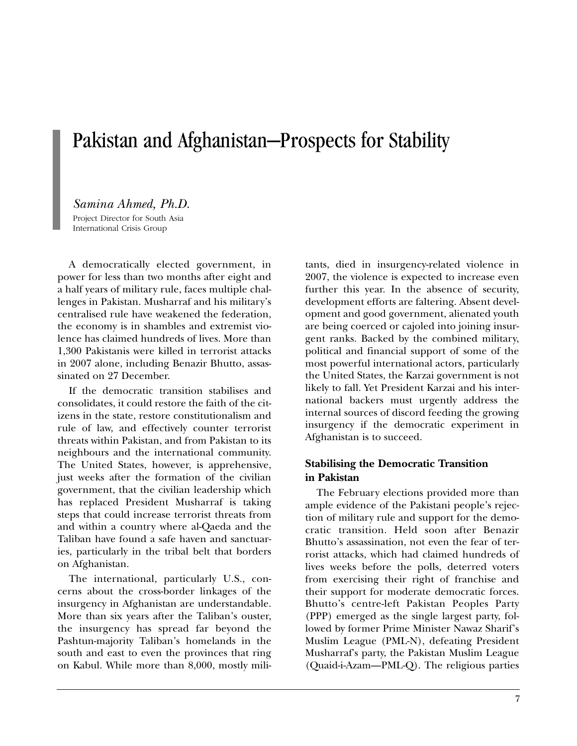# Pakistan and Afghanistan—Prospects for Stability

*Samina Ahmed, Ph.D.*
Project Director for South Asia
International Crisis Group

A democratically elected government, in power for less than two months after eight and a half years of military rule, faces multiple challenges in Pakistan. Musharraf and his military's centralised rule have weakened the federation, the economy is in shambles and extremist violence has claimed hundreds of lives. More than 1,300 Pakistanis were killed in terrorist attacks in 2007 alone, including Benazir Bhutto, assassinated on 27 December.

If the democratic transition stabilises and consolidates, it could restore the faith of the citizens in the state, restore constitutionalism and rule of law, and effectively counter terrorist threats within Pakistan, and from Pakistan to its neighbours and the international community. The United States, however, is apprehensive, just weeks after the formation of the civilian government, that the civilian leadership which has replaced President Musharraf is taking steps that could increase terrorist threats from and within a country where al-Qaeda and the Taliban have found a safe haven and sanctuaries, particularly in the tribal belt that borders on Afghanistan.

The international, particularly U.S., concerns about the cross-border linkages of the insurgency in Afghanistan are understandable. More than six years after the Taliban's ouster, the insurgency has spread far beyond the Pashtun-majority Taliban's homelands in the south and east to even the provinces that ring on Kabul. While more than 8,000, mostly militants, died in insurgency-related violence in 2007, the violence is expected to increase even further this year. In the absence of security, development efforts are faltering. Absent development and good government, alienated youth are being coerced or cajoled into joining insurgent ranks. Backed by the combined military, political and financial support of some of the most powerful international actors, particularly the United States, the Karzai government is not likely to fall. Yet President Karzai and his international backers must urgently address the internal sources of discord feeding the growing insurgency if the democratic experiment in Afghanistan is to succeed.

## Stabilising the Democratic Transition in Pakistan

The February elections provided more than ample evidence of the Pakistani people's rejection of military rule and support for the democratic transition. Held soon after Benazir Bhutto's assassination, not even the fear of terrorist attacks, which had claimed hundreds of lives weeks before the polls, deterred voters from exercising their right of franchise and their support for moderate democratic forces. Bhutto's centre-left Pakistan Peoples Party (PPP) emerged as the single largest party, followed by former Prime Minister Nawaz Sharif's Muslim League (PML-N), defeating President Musharraf's party, the Pakistan Muslim League (Quaid-i-Azam—PML-Q). The religious parties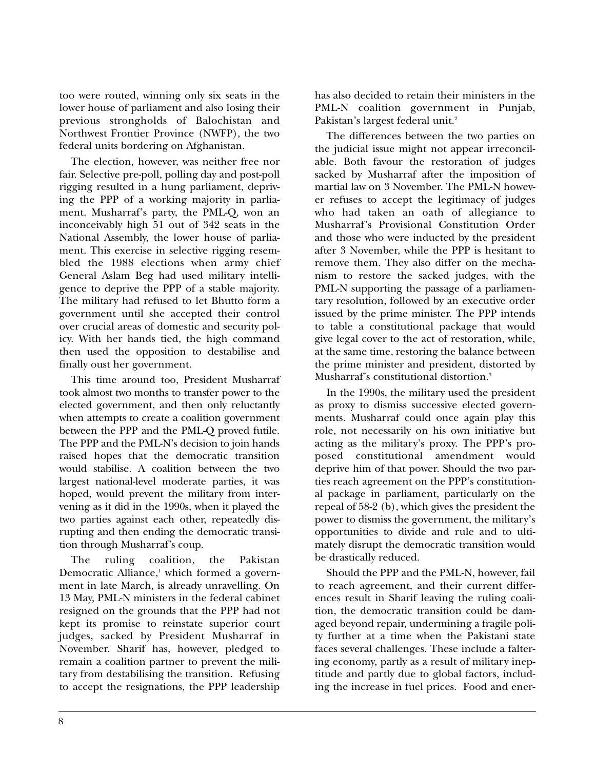too were routed, winning only six seats in the lower house of parliament and also losing their previous strongholds of Balochistan and Northwest Frontier Province (NWFP), the two federal units bordering on Afghanistan.

The election, however, was neither free nor fair. Selective pre-poll, polling day and post-poll rigging resulted in a hung parliament, depriving the PPP of a working majority in parliament. Musharraf's party, the PML-Q, won an inconceivably high 51 out of 342 seats in the National Assembly, the lower house of parliament. This exercise in selective rigging resembled the 1988 elections when army chief General Aslam Beg had used military intelligence to deprive the PPP of a stable majority. The military had refused to let Bhutto form a government until she accepted their control over crucial areas of domestic and security policy. With her hands tied, the high command then used the opposition to destabilise and finally oust her government.

This time around too, President Musharraf took almost two months to transfer power to the elected government, and then only reluctantly when attempts to create a coalition government between the PPP and the PML-Q proved futile. The PPP and the PML-N's decision to join hands raised hopes that the democratic transition would stabilise. A coalition between the two largest national-level moderate parties, it was hoped, would prevent the military from intervening as it did in the 1990s, when it played the two parties against each other, repeatedly disrupting and then ending the democratic transition through Musharraf's coup.

The ruling coalition, the Pakistan Democratic Alliance,[1] which formed a government in late March, is already unravelling. On 13 May, PML-N ministers in the federal cabinet resigned on the grounds that the PPP had not kept its promise to reinstate superior court judges, sacked by President Musharraf in November. Sharif has, however, pledged to remain a coalition partner to prevent the military from destabilising the transition. Refusing to accept the resignations, the PPP leadership has also decided to retain their ministers in the PML-N coalition government in Punjab, Pakistan's largest federal unit.[2]

The differences between the two parties on the judicial issue might not appear irreconcilable. Both favour the restoration of judges sacked by Musharraf after the imposition of martial law on 3 November. The PML-N however refuses to accept the legitimacy of judges who had taken an oath of allegiance to Musharraf's Provisional Constitution Order and those who were inducted by the president after 3 November, while the PPP is hesitant to remove them. They also differ on the mechanism to restore the sacked judges, with the PML-N supporting the passage of a parliamentary resolution, followed by an executive order issued by the prime minister. The PPP intends to table a constitutional package that would give legal cover to the act of restoration, while, at the same time, restoring the balance between the prime minister and president, distorted by Musharraf's constitutional distortion.[3]

In the 1990s, the military used the president as proxy to dismiss successive elected governments. Musharraf could once again play this role, not necessarily on his own initiative but acting as the military's proxy. The PPP's proposed constitutional amendment would deprive him of that power. Should the two parties reach agreement on the PPP's constitutional package in parliament, particularly on the repeal of 58-2 (b), which gives the president the power to dismiss the government, the military's opportunities to divide and rule and to ultimately disrupt the democratic transition would be drastically reduced.

Should the PPP and the PML-N, however, fail to reach agreement, and their current differences result in Sharif leaving the ruling coalition, the democratic transition could be damaged beyond repair, undermining a fragile polity further at a time when the Pakistani state faces several challenges. These include a faltering economy, partly as a result of military ineptitude and partly due to global factors, including the increase in fuel prices. Food and ener-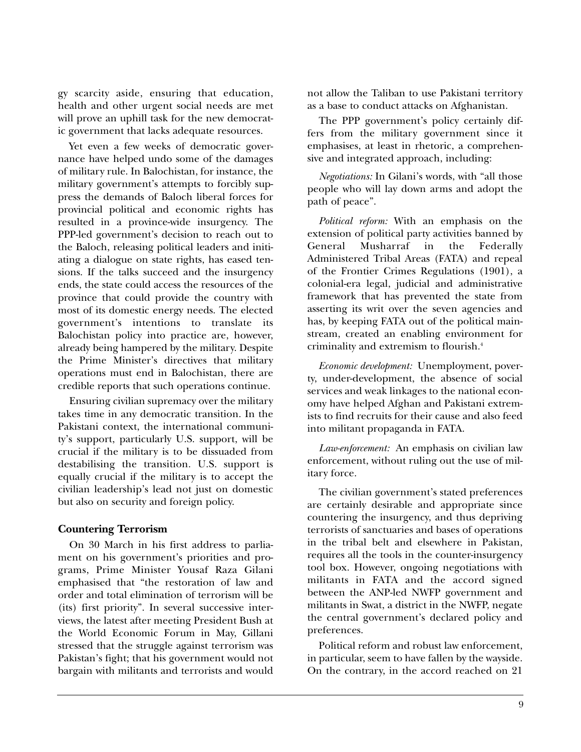gy scarcity aside, ensuring that education, health and other urgent social needs are met will prove an uphill task for the new democratic government that lacks adequate resources.

Yet even a few weeks of democratic governance have helped undo some of the damages of military rule. In Balochistan, for instance, the military government's attempts to forcibly suppress the demands of Baloch liberal forces for provincial political and economic rights has resulted in a province-wide insurgency. The PPP-led government's decision to reach out to the Baloch, releasing political leaders and initiating a dialogue on state rights, has eased tensions. If the talks succeed and the insurgency ends, the state could access the resources of the province that could provide the country with most of its domestic energy needs. The elected government's intentions to translate its Balochistan policy into practice are, however, already being hampered by the military. Despite the Prime Minister's directives that military operations must end in Balochistan, there are credible reports that such operations continue.

Ensuring civilian supremacy over the military takes time in any democratic transition. In the Pakistani context, the international community's support, particularly U.S. support, will be crucial if the military is to be dissuaded from destabilising the transition. U.S. support is equally crucial if the military is to accept the civilian leadership's lead not just on domestic but also on security and foreign policy.

### Countering Terrorism

On 30 March in his first address to parliament on his government's priorities and programs, Prime Minister Yousaf Raza Gilani emphasised that "the restoration of law and order and total elimination of terrorism will be (its) first priority". In several successive interviews, the latest after meeting President Bush at the World Economic Forum in May, Gillani stressed that the struggle against terrorism was Pakistan's fight; that his government would not bargain with militants and terrorists and would not allow the Taliban to use Pakistani territory as a base to conduct attacks on Afghanistan.

The PPP government's policy certainly differs from the military government since it emphasises, at least in rhetoric, a comprehensive and integrated approach, including:

*Negotiations:* In Gilani's words, with "all those people who will lay down arms and adopt the path of peace".

*Political reform:* With an emphasis on the extension of political party activities banned by General Musharraf in the Federally Administered Tribal Areas (FATA) and repeal of the Frontier Crimes Regulations (1901), a colonial-era legal, judicial and administrative framework that has prevented the state from asserting its writ over the seven agencies and has, by keeping FATA out of the political mainstream, created an enabling environment for criminality and extremism to flourish.[4]

*Economic development:* Unemployment, poverty, under-development, the absence of social services and weak linkages to the national economy have helped Afghan and Pakistani extremists to find recruits for their cause and also feed into militant propaganda in FATA.

*Law-enforcement:* An emphasis on civilian law enforcement, without ruling out the use of military force.

The civilian government's stated preferences are certainly desirable and appropriate since countering the insurgency, and thus depriving terrorists of sanctuaries and bases of operations in the tribal belt and elsewhere in Pakistan, requires all the tools in the counter-insurgency tool box. However, ongoing negotiations with militants in FATA and the accord signed between the ANP-led NWFP government and militants in Swat, a district in the NWFP, negate the central government's declared policy and preferences.

Political reform and robust law enforcement, in particular, seem to have fallen by the wayside. On the contrary, in the accord reached on 21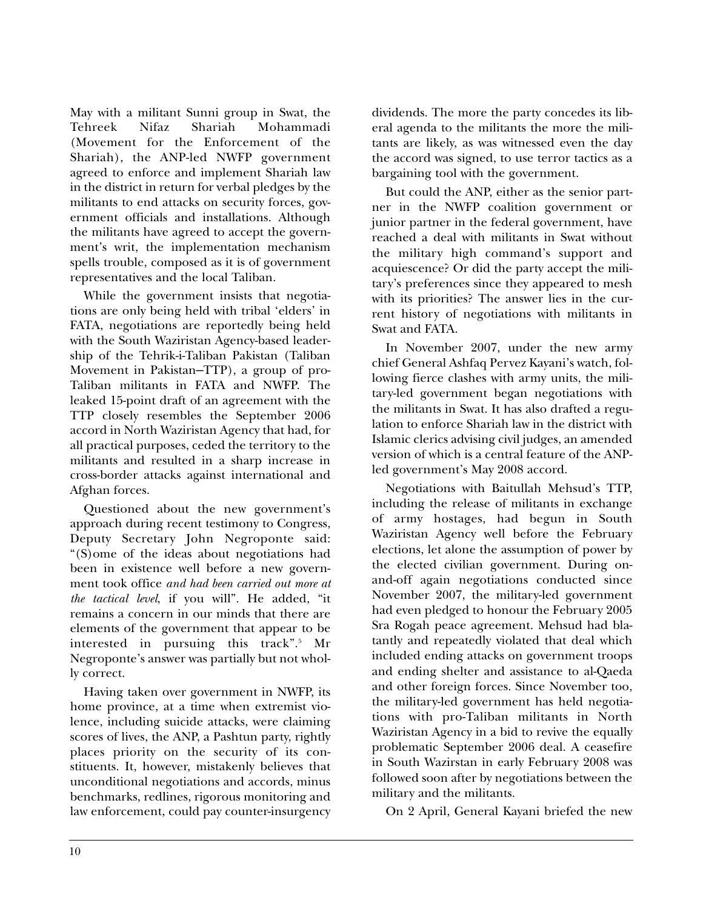May with a militant Sunni group in Swat, the Tehreek Nifaz Shariah Mohammadi (Movement for the Enforcement of the Shariah), the ANP-led NWFP government agreed to enforce and implement Shariah law in the district in return for verbal pledges by the militants to end attacks on security forces, government officials and installations. Although the militants have agreed to accept the government's writ, the implementation mechanism spells trouble, composed as it is of government representatives and the local Taliban.

While the government insists that negotiations are only being held with tribal 'elders' in FATA, negotiations are reportedly being held with the South Waziristan Agency-based leadership of the Tehrik-i-Taliban Pakistan (Taliban Movement in Pakistan—TTP), a group of pro-Taliban militants in FATA and NWFP. The leaked 15-point draft of an agreement with the TTP closely resembles the September 2006 accord in North Waziristan Agency that had, for all practical purposes, ceded the territory to the militants and resulted in a sharp increase in cross-border attacks against international and Afghan forces.

Questioned about the new government's approach during recent testimony to Congress, Deputy Secretary John Negroponte said: "(S)ome of the ideas about negotiations had been in existence well before a new government took office *and had been carried out more at the tactical level*, if you will". He added, "it remains a concern in our minds that there are elements of the government that appear to be interested in pursuing this track".[5] Mr Negroponte's answer was partially but not wholly correct.

Having taken over government in NWFP, its home province, at a time when extremist violence, including suicide attacks, were claiming scores of lives, the ANP, a Pashtun party, rightly places priority on the security of its constituents. It, however, mistakenly believes that unconditional negotiations and accords, minus benchmarks, redlines, rigorous monitoring and law enforcement, could pay counter-insurgency dividends. The more the party concedes its liberal agenda to the militants the more the militants are likely, as was witnessed even the day the accord was signed, to use terror tactics as a bargaining tool with the government.

But could the ANP, either as the senior partner in the NWFP coalition government or junior partner in the federal government, have reached a deal with militants in Swat without the military high command's support and acquiescence? Or did the party accept the military's preferences since they appeared to mesh with its priorities? The answer lies in the current history of negotiations with militants in Swat and FATA.

In November 2007, under the new army chief General Ashfaq Pervez Kayani's watch, following fierce clashes with army units, the military-led government began negotiations with the militants in Swat. It has also drafted a regulation to enforce Shariah law in the district with Islamic clerics advising civil judges, an amended version of which is a central feature of the ANP-led government's May 2008 accord.

Negotiations with Baitullah Mehsud's TTP, including the release of militants in exchange of army hostages, had begun in South Waziristan Agency well before the February elections, let alone the assumption of power by the elected civilian government. During on-and-off again negotiations conducted since November 2007, the military-led government had even pledged to honour the February 2005 Sra Rogah peace agreement. Mehsud had blatantly and repeatedly violated that deal which included ending attacks on government troops and ending shelter and assistance to al-Qaeda and other foreign forces. Since November too, the military-led government has held negotiations with pro-Taliban militants in North Waziristan Agency in a bid to revive the equally problematic September 2006 deal. A ceasefire in South Wazirstan in early February 2008 was followed soon after by negotiations between the military and the militants.

On 2 April, General Kayani briefed the new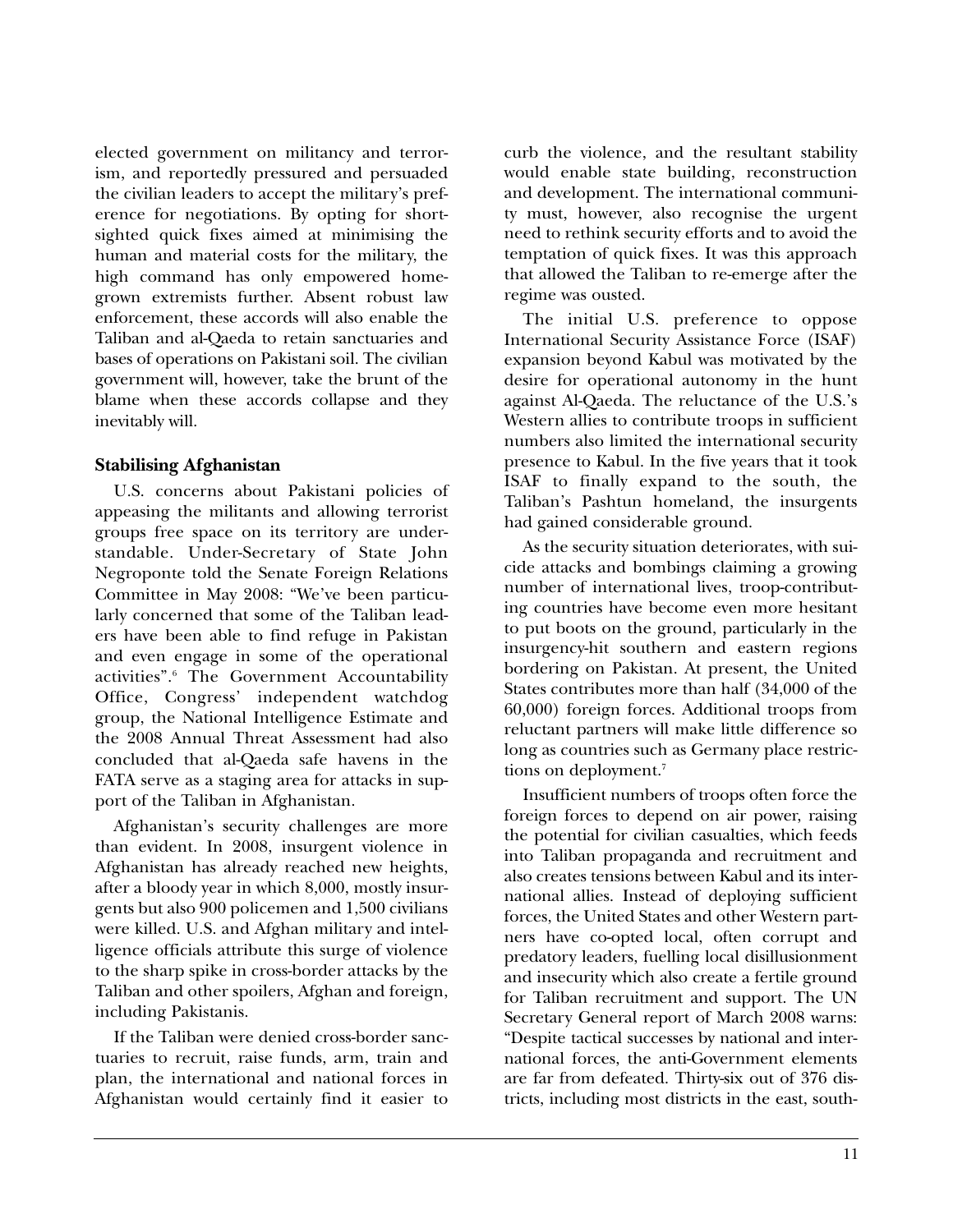elected government on militancy and terrorism, and reportedly pressured and persuaded the civilian leaders to accept the military's preference for negotiations. By opting for short-sighted quick fixes aimed at minimising the human and material costs for the military, the high command has only empowered home-grown extremists further. Absent robust law enforcement, these accords will also enable the Taliban and al-Qaeda to retain sanctuaries and bases of operations on Pakistani soil. The civilian government will, however, take the brunt of the blame when these accords collapse and they inevitably will.

### Stabilising Afghanistan

U.S. concerns about Pakistani policies of appeasing the militants and allowing terrorist groups free space on its territory are understandable. Under-Secretary of State John Negroponte told the Senate Foreign Relations Committee in May 2008: "We've been particularly concerned that some of the Taliban leaders have been able to find refuge in Pakistan and even engage in some of the operational activities".[6] The Government Accountability Office, Congress' independent watchdog group, the National Intelligence Estimate and the 2008 Annual Threat Assessment had also concluded that al-Qaeda safe havens in the FATA serve as a staging area for attacks in support of the Taliban in Afghanistan.

Afghanistan's security challenges are more than evident. In 2008, insurgent violence in Afghanistan has already reached new heights, after a bloody year in which 8,000, mostly insurgents but also 900 policemen and 1,500 civilians were killed. U.S. and Afghan military and intelligence officials attribute this surge of violence to the sharp spike in cross-border attacks by the Taliban and other spoilers, Afghan and foreign, including Pakistanis.

If the Taliban were denied cross-border sanctuaries to recruit, raise funds, arm, train and plan, the international and national forces in Afghanistan would certainly find it easier to curb the violence, and the resultant stability would enable state building, reconstruction and development. The international community must, however, also recognise the urgent need to rethink security efforts and to avoid the temptation of quick fixes. It was this approach that allowed the Taliban to re-emerge after the regime was ousted.

The initial U.S. preference to oppose International Security Assistance Force (ISAF) expansion beyond Kabul was motivated by the desire for operational autonomy in the hunt against Al-Qaeda. The reluctance of the U.S.'s Western allies to contribute troops in sufficient numbers also limited the international security presence to Kabul. In the five years that it took ISAF to finally expand to the south, the Taliban's Pashtun homeland, the insurgents had gained considerable ground.

As the security situation deteriorates, with suicide attacks and bombings claiming a growing number of international lives, troop-contributing countries have become even more hesitant to put boots on the ground, particularly in the insurgency-hit southern and eastern regions bordering on Pakistan. At present, the United States contributes more than half (34,000 of the 60,000) foreign forces. Additional troops from reluctant partners will make little difference so long as countries such as Germany place restrictions on deployment.[7]

Insufficient numbers of troops often force the foreign forces to depend on air power, raising the potential for civilian casualties, which feeds into Taliban propaganda and recruitment and also creates tensions between Kabul and its international allies. Instead of deploying sufficient forces, the United States and other Western partners have co-opted local, often corrupt and predatory leaders, fuelling local disillusionment and insecurity which also create a fertile ground for Taliban recruitment and support. The UN Secretary General report of March 2008 warns: "Despite tactical successes by national and international forces, the anti-Government elements are far from defeated. Thirty-six out of 376 districts, including most districts in the east, south-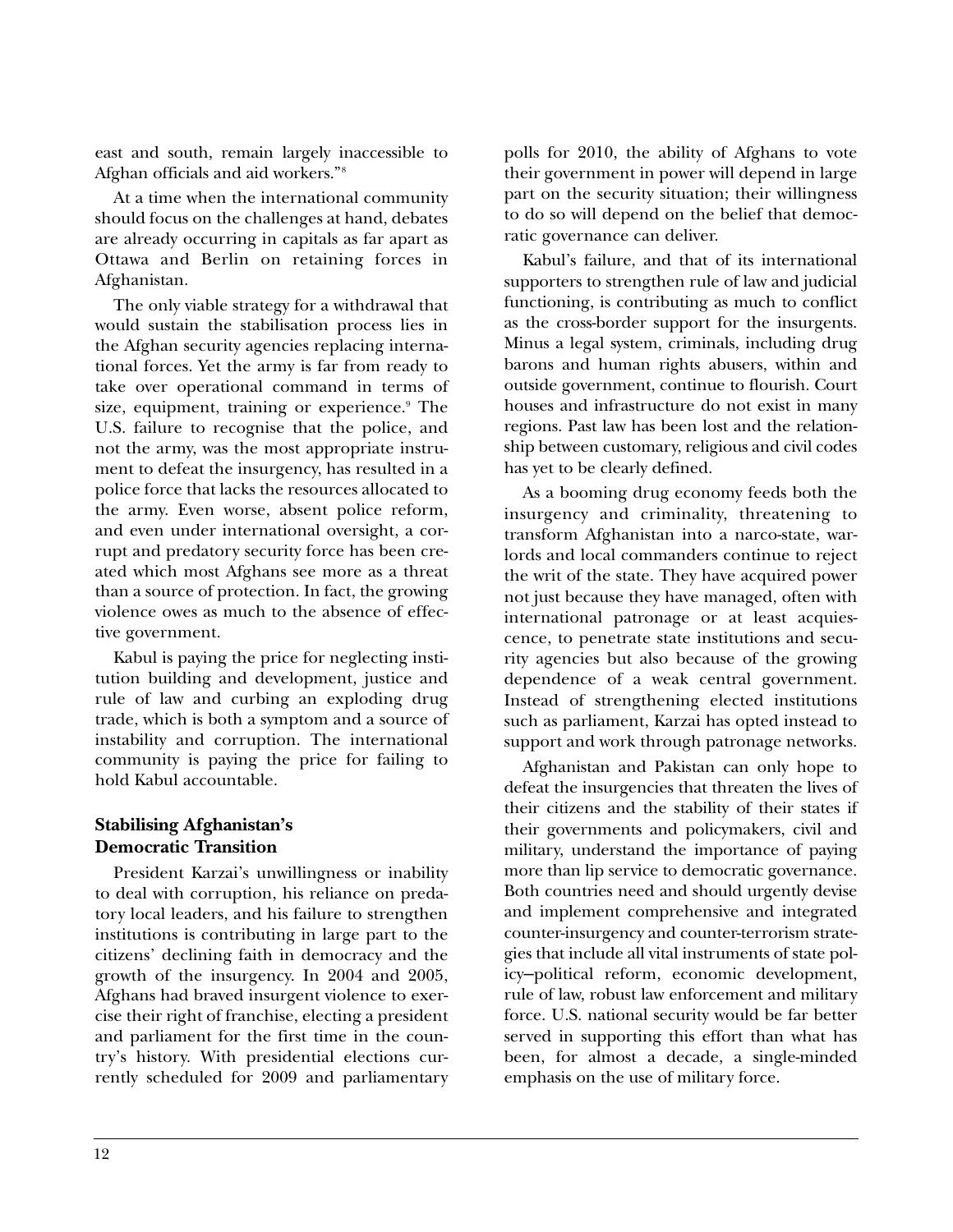east and south, remain largely inaccessible to Afghan officials and aid workers."[8]

At a time when the international community should focus on the challenges at hand, debates are already occurring in capitals as far apart as Ottawa and Berlin on retaining forces in Afghanistan.

The only viable strategy for a withdrawal that would sustain the stabilisation process lies in the Afghan security agencies replacing international forces. Yet the army is far from ready to take over operational command in terms of size, equipment, training or experience.[9] The U.S. failure to recognise that the police, and not the army, was the most appropriate instrument to defeat the insurgency, has resulted in a police force that lacks the resources allocated to the army. Even worse, absent police reform, and even under international oversight, a corrupt and predatory security force has been created which most Afghans see more as a threat than a source of protection. In fact, the growing violence owes as much to the absence of effective government.

Kabul is paying the price for neglecting institution building and development, justice and rule of law and curbing an exploding drug trade, which is both a symptom and a source of instability and corruption. The international community is paying the price for failing to hold Kabul accountable.

## Stabilising Afghanistan's Democratic Transition

President Karzai's unwillingness or inability to deal with corruption, his reliance on predatory local leaders, and his failure to strengthen institutions is contributing in large part to the citizens' declining faith in democracy and the growth of the insurgency. In 2004 and 2005, Afghans had braved insurgent violence to exercise their right of franchise, electing a president and parliament for the first time in the country's history. With presidential elections currently scheduled for 2009 and parliamentary polls for 2010, the ability of Afghans to vote their government in power will depend in large part on the security situation; their willingness to do so will depend on the belief that democratic governance can deliver.

Kabul's failure, and that of its international supporters to strengthen rule of law and judicial functioning, is contributing as much to conflict as the cross-border support for the insurgents. Minus a legal system, criminals, including drug barons and human rights abusers, within and outside government, continue to flourish. Court houses and infrastructure do not exist in many regions. Past law has been lost and the relationship between customary, religious and civil codes has yet to be clearly defined.

As a booming drug economy feeds both the insurgency and criminality, threatening to transform Afghanistan into a narco-state, warlords and local commanders continue to reject the writ of the state. They have acquired power not just because they have managed, often with international patronage or at least acquiescence, to penetrate state institutions and security agencies but also because of the growing dependence of a weak central government. Instead of strengthening elected institutions such as parliament, Karzai has opted instead to support and work through patronage networks.

Afghanistan and Pakistan can only hope to defeat the insurgencies that threaten the lives of their citizens and the stability of their states if their governments and policymakers, civil and military, understand the importance of paying more than lip service to democratic governance. Both countries need and should urgently devise and implement comprehensive and integrated counter-insurgency and counter-terrorism strategies that include all vital instruments of state policy—political reform, economic development, rule of law, robust law enforcement and military force. U.S. national security would be far better served in supporting this effort than what has been, for almost a decade, a single-minded emphasis on the use of military force.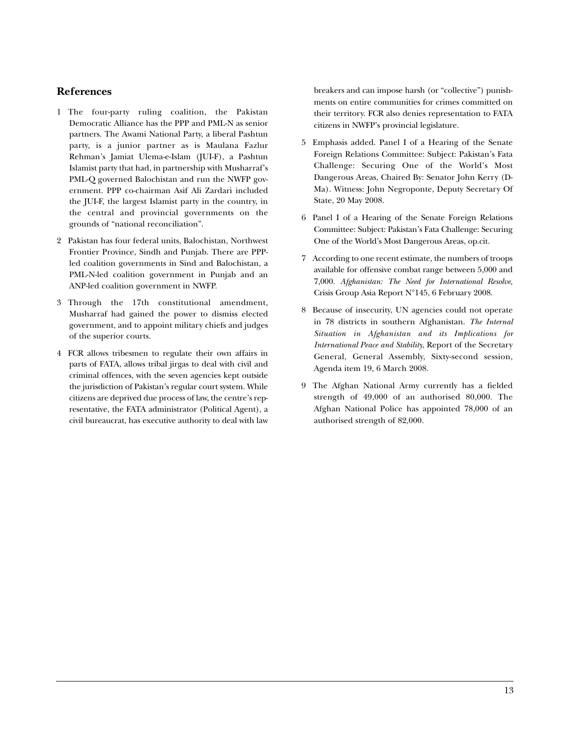## References

1 The four-party ruling coalition, the Pakistan Democratic Alliance has the PPP and PML-N as senior partners. The Awami National Party, a liberal Pashtun party, is a junior partner as is Maulana Fazlur Rehman's Jamiat Ulema-e-Islam (JUI-F), a Pashtun Islamist party that had, in partnership with Musharraf's PML-Q governed Balochistan and run the NWFP government. PPP co-chairman Asif Ali Zardari included the JUI-F, the largest Islamist party in the country, in the central and provincial governments on the grounds of "national reconciliation".

2 Pakistan has four federal units, Balochistan, Northwest Frontier Province, Sindh and Punjab. There are PPP-led coalition governments in Sind and Balochistan, a PML-N-led coalition government in Punjab and an ANP-led coalition government in NWFP.

3 Through the 17th constitutional amendment, Musharraf had gained the power to dismiss elected government, and to appoint military chiefs and judges of the superior courts.

4 FCR allows tribesmen to regulate their own affairs in parts of FATA, allows tribal jirgas to deal with civil and criminal offences, with the seven agencies kept outside the jurisdiction of Pakistan's regular court system. While citizens are deprived due process of law, the centre's representative, the FATA administrator (Political Agent), a civil bureaucrat, has executive authority to deal with law breakers and can impose harsh (or "collective") punishments on entire communities for crimes committed on their territory. FCR also denies representation to FATA citizens in NWFP's provincial legislature.

5 Emphasis added. Panel I of a Hearing of the Senate Foreign Relations Committee: Subject: Pakistan's Fata Challenge: Securing One of the World's Most Dangerous Areas, Chaired By: Senator John Kerry (D-Ma). Witness: John Negroponte, Deputy Secretary Of State, 20 May 2008.

6 Panel I of a Hearing of the Senate Foreign Relations Committee: Subject: Pakistan's Fata Challenge: Securing One of the World's Most Dangerous Areas, op.cit.

7 According to one recent estimate, the numbers of troops available for offensive combat range between 5,000 and 7,000. *Afghanistan: The Need for International Resolve,* Crisis Group Asia Report N°145, 6 February 2008.

8 Because of insecurity, UN agencies could not operate in 78 districts in southern Afghanistan. *The Internal Situation in Afghanistan and its Implications for International Peace and Stability*, Report of the Secretary General, General Assembly, Sixty-second session, Agenda item 19, 6 March 2008.

9 The Afghan National Army currently has a fielded strength of 49,000 of an authorised 80,000. The Afghan National Police has appointed 78,000 of an authorised strength of 82,000.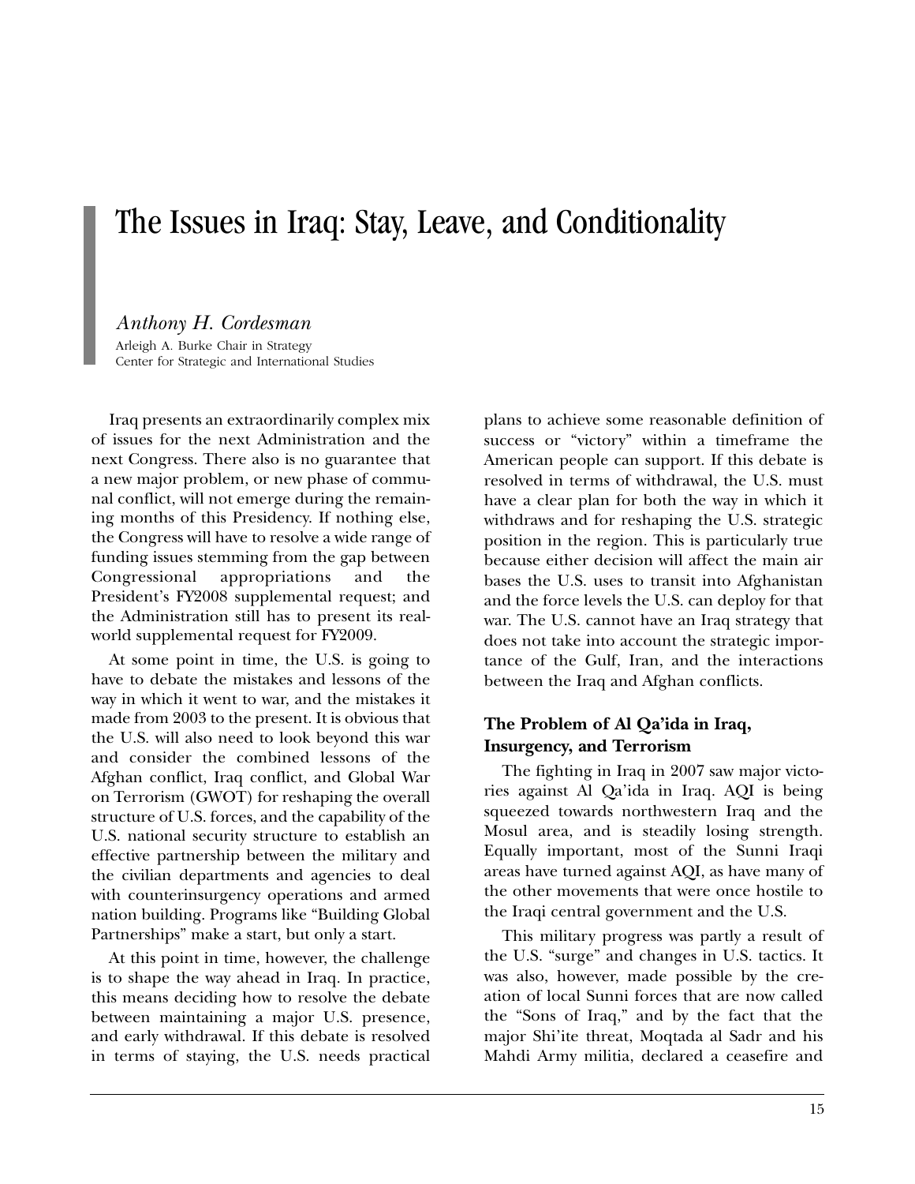# The Issues in Iraq: Stay, Leave, and Conditionality

*Anthony H. Cordesman*
Arleigh A. Burke Chair in Strategy
Center for Strategic and International Studies

Iraq presents an extraordinarily complex mix of issues for the next Administration and the next Congress. There also is no guarantee that a new major problem, or new phase of communal conflict, will not emerge during the remaining months of this Presidency. If nothing else, the Congress will have to resolve a wide range of funding issues stemming from the gap between Congressional appropriations and the President's FY2008 supplemental request; and the Administration still has to present its real-world supplemental request for FY2009.

At some point in time, the U.S. is going to have to debate the mistakes and lessons of the way in which it went to war, and the mistakes it made from 2003 to the present. It is obvious that the U.S. will also need to look beyond this war and consider the combined lessons of the Afghan conflict, Iraq conflict, and Global War on Terrorism (GWOT) for reshaping the overall structure of U.S. forces, and the capability of the U.S. national security structure to establish an effective partnership between the military and the civilian departments and agencies to deal with counterinsurgency operations and armed nation building. Programs like "Building Global Partnerships" make a start, but only a start.

At this point in time, however, the challenge is to shape the way ahead in Iraq. In practice, this means deciding how to resolve the debate between maintaining a major U.S. presence, and early withdrawal. If this debate is resolved in terms of staying, the U.S. needs practical plans to achieve some reasonable definition of success or "victory" within a timeframe the American people can support. If this debate is resolved in terms of withdrawal, the U.S. must have a clear plan for both the way in which it withdraws and for reshaping the U.S. strategic position in the region. This is particularly true because either decision will affect the main air bases the U.S. uses to transit into Afghanistan and the force levels the U.S. can deploy for that war. The U.S. cannot have an Iraq strategy that does not take into account the strategic importance of the Gulf, Iran, and the interactions between the Iraq and Afghan conflicts.

### The Problem of Al Qa'ida in Iraq, Insurgency, and Terrorism

The fighting in Iraq in 2007 saw major victories against Al Qa'ida in Iraq. AQI is being squeezed towards northwestern Iraq and the Mosul area, and is steadily losing strength. Equally important, most of the Sunni Iraqi areas have turned against AQI, as have many of the other movements that were once hostile to the Iraqi central government and the U.S.

This military progress was partly a result of the U.S. "surge" and changes in U.S. tactics. It was also, however, made possible by the creation of local Sunni forces that are now called the "Sons of Iraq," and by the fact that the major Shi'ite threat, Moqtada al Sadr and his Mahdi Army militia, declared a ceasefire and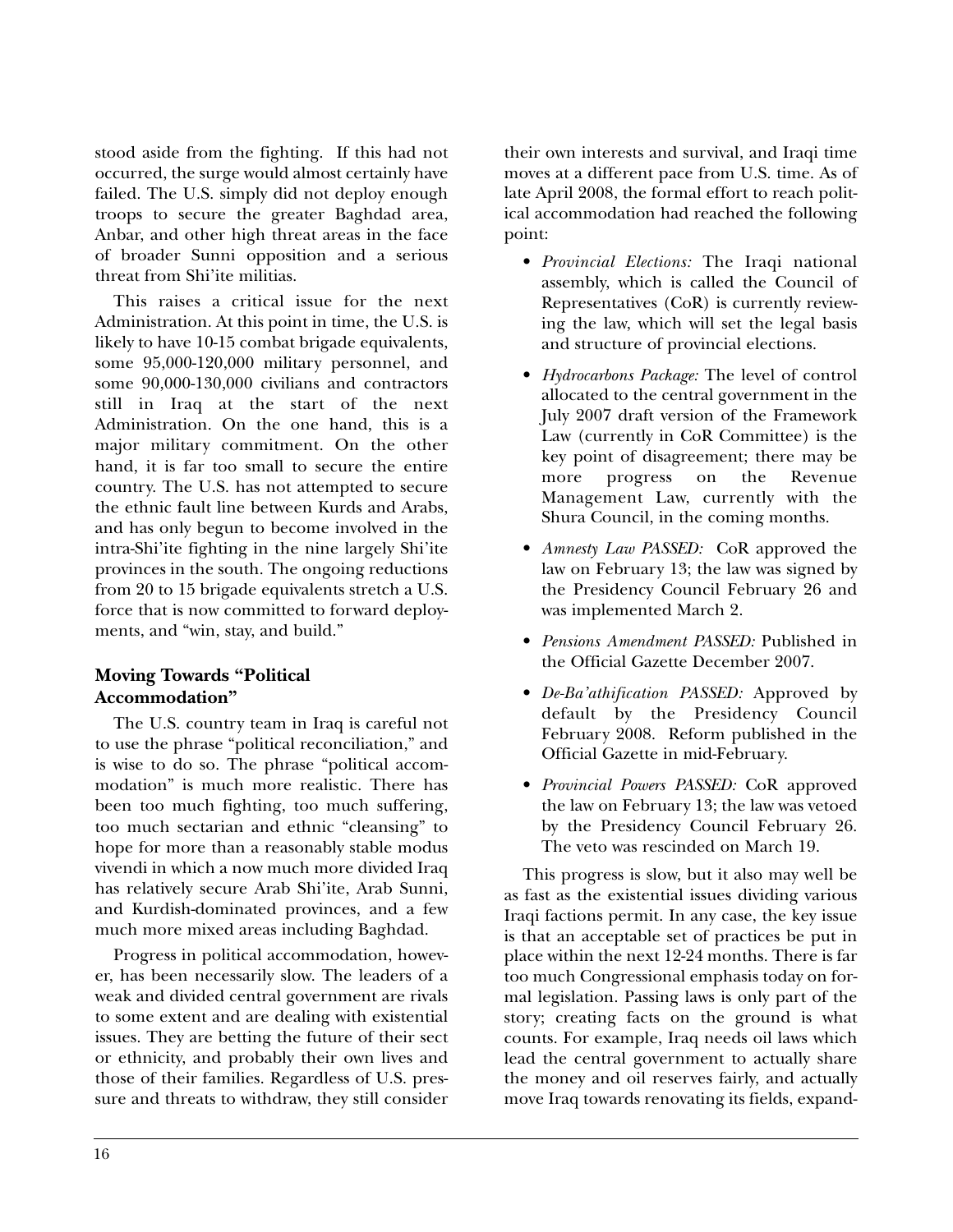stood aside from the fighting. If this had not occurred, the surge would almost certainly have failed. The U.S. simply did not deploy enough troops to secure the greater Baghdad area, Anbar, and other high threat areas in the face of broader Sunni opposition and a serious threat from Shi'ite militias.

This raises a critical issue for the next Administration. At this point in time, the U.S. is likely to have 10-15 combat brigade equivalents, some 95,000-120,000 military personnel, and some 90,000-130,000 civilians and contractors still in Iraq at the start of the next Administration. On the one hand, this is a major military commitment. On the other hand, it is far too small to secure the entire country. The U.S. has not attempted to secure the ethnic fault line between Kurds and Arabs, and has only begun to become involved in the intra-Shi'ite fighting in the nine largely Shi'ite provinces in the south. The ongoing reductions from 20 to 15 brigade equivalents stretch a U.S. force that is now committed to forward deployments, and "win, stay, and build."

### Moving Towards "Political Accommodation"

The U.S. country team in Iraq is careful not to use the phrase "political reconciliation," and is wise to do so. The phrase "political accommodation" is much more realistic. There has been too much fighting, too much suffering, too much sectarian and ethnic "cleansing" to hope for more than a reasonably stable modus vivendi in which a now much more divided Iraq has relatively secure Arab Shi'ite, Arab Sunni, and Kurdish-dominated provinces, and a few much more mixed areas including Baghdad.

Progress in political accommodation, however, has been necessarily slow. The leaders of a weak and divided central government are rivals to some extent and are dealing with existential issues. They are betting the future of their sect or ethnicity, and probably their own lives and those of their families. Regardless of U.S. pressure and threats to withdraw, they still consider their own interests and survival, and Iraqi time moves at a different pace from U.S. time. As of late April 2008, the formal effort to reach political accommodation had reached the following point:

- *Provincial Elections:* The Iraqi national assembly, which is called the Council of Representatives (CoR) is currently reviewing the law, which will set the legal basis and structure of provincial elections.
- *Hydrocarbons Package:* The level of control allocated to the central government in the July 2007 draft version of the Framework Law (currently in CoR Committee) is the key point of disagreement; there may be more progress on the Revenue Management Law, currently with the Shura Council, in the coming months.
- *Amnesty Law PASSED:* CoR approved the law on February 13; the law was signed by the Presidency Council February 26 and was implemented March 2.
- *Pensions Amendment PASSED:* Published in the Official Gazette December 2007.
- *De-Ba'athification PASSED:* Approved by default by the Presidency Council February 2008. Reform published in the Official Gazette in mid-February.
- *Provincial Powers PASSED:* CoR approved the law on February 13; the law was vetoed by the Presidency Council February 26. The veto was rescinded on March 19.

This progress is slow, but it also may well be as fast as the existential issues dividing various Iraqi factions permit. In any case, the key issue is that an acceptable set of practices be put in place within the next 12-24 months. There is far too much Congressional emphasis today on formal legislation. Passing laws is only part of the story; creating facts on the ground is what counts. For example, Iraq needs oil laws which lead the central government to actually share the money and oil reserves fairly, and actually move Iraq towards renovating its fields, expand-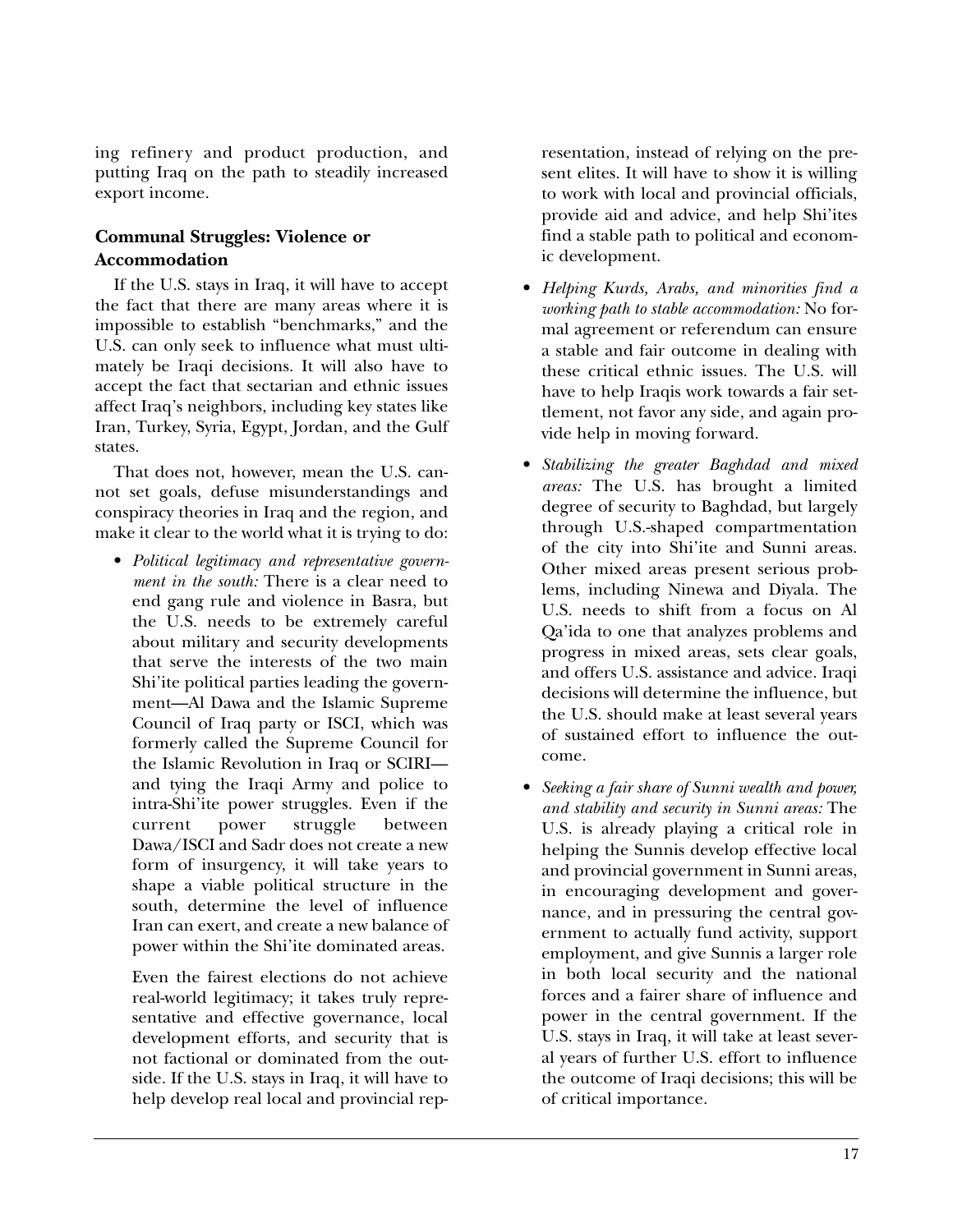ing refinery and product production, and putting Iraq on the path to steadily increased export income.

**Communal Struggles: Violence or Accommodation**

If the U.S. stays in Iraq, it will have to accept the fact that there are many areas where it is impossible to establish "benchmarks," and the U.S. can only seek to influence what must ultimately be Iraqi decisions. It will also have to accept the fact that sectarian and ethnic issues affect Iraq's neighbors, including key states like Iran, Turkey, Syria, Egypt, Jordan, and the Gulf states.

That does not, however, mean the U.S. cannot set goals, defuse misunderstandings and conspiracy theories in Iraq and the region, and make it clear to the world what it is trying to do:

- *Political legitimacy and representative government in the south:* There is a clear need to end gang rule and violence in Basra, but the U.S. needs to be extremely careful about military and security developments that serve the interests of the two main Shi'ite political parties leading the government—Al Dawa and the Islamic Supreme Council of Iraq party or ISCI, which was formerly called the Supreme Council for the Islamic Revolution in Iraq or SCIRI—and tying the Iraqi Army and police to intra-Shi'ite power struggles. Even if the current power struggle between Dawa/ISCI and Sadr does not create a new form of insurgency, it will take years to shape a viable political structure in the south, determine the level of influence Iran can exert, and create a new balance of power within the Shi'ite dominated areas.

  Even the fairest elections do not achieve real-world legitimacy; it takes truly representative and effective governance, local development efforts, and security that is not factional or dominated from the outside. If the U.S. stays in Iraq, it will have to help develop real local and provincial representation, instead of relying on the present elites. It will have to show it is willing to work with local and provincial officials, provide aid and advice, and help Shi'ites find a stable path to political and economic development.

- *Helping Kurds, Arabs, and minorities find a working path to stable accommodation:* No formal agreement or referendum can ensure a stable and fair outcome in dealing with these critical ethnic issues. The U.S. will have to help Iraqis work towards a fair settlement, not favor any side, and again provide help in moving forward.

- *Stabilizing the greater Baghdad and mixed areas:* The U.S. has brought a limited degree of security to Baghdad, but largely through U.S.-shaped compartmentation of the city into Shi'ite and Sunni areas. Other mixed areas present serious problems, including Ninewa and Diyala. The U.S. needs to shift from a focus on Al Qa'ida to one that analyzes problems and progress in mixed areas, sets clear goals, and offers U.S. assistance and advice. Iraqi decisions will determine the influence, but the U.S. should make at least several years of sustained effort to influence the outcome.

- *Seeking a fair share of Sunni wealth and power, and stability and security in Sunni areas:* The U.S. is already playing a critical role in helping the Sunnis develop effective local and provincial government in Sunni areas, in encouraging development and governance, and in pressuring the central government to actually fund activity, support employment, and give Sunnis a larger role in both local security and the national forces and a fairer share of influence and power in the central government. If the U.S. stays in Iraq, it will take at least several years of further U.S. effort to influence the outcome of Iraqi decisions; this will be of critical importance.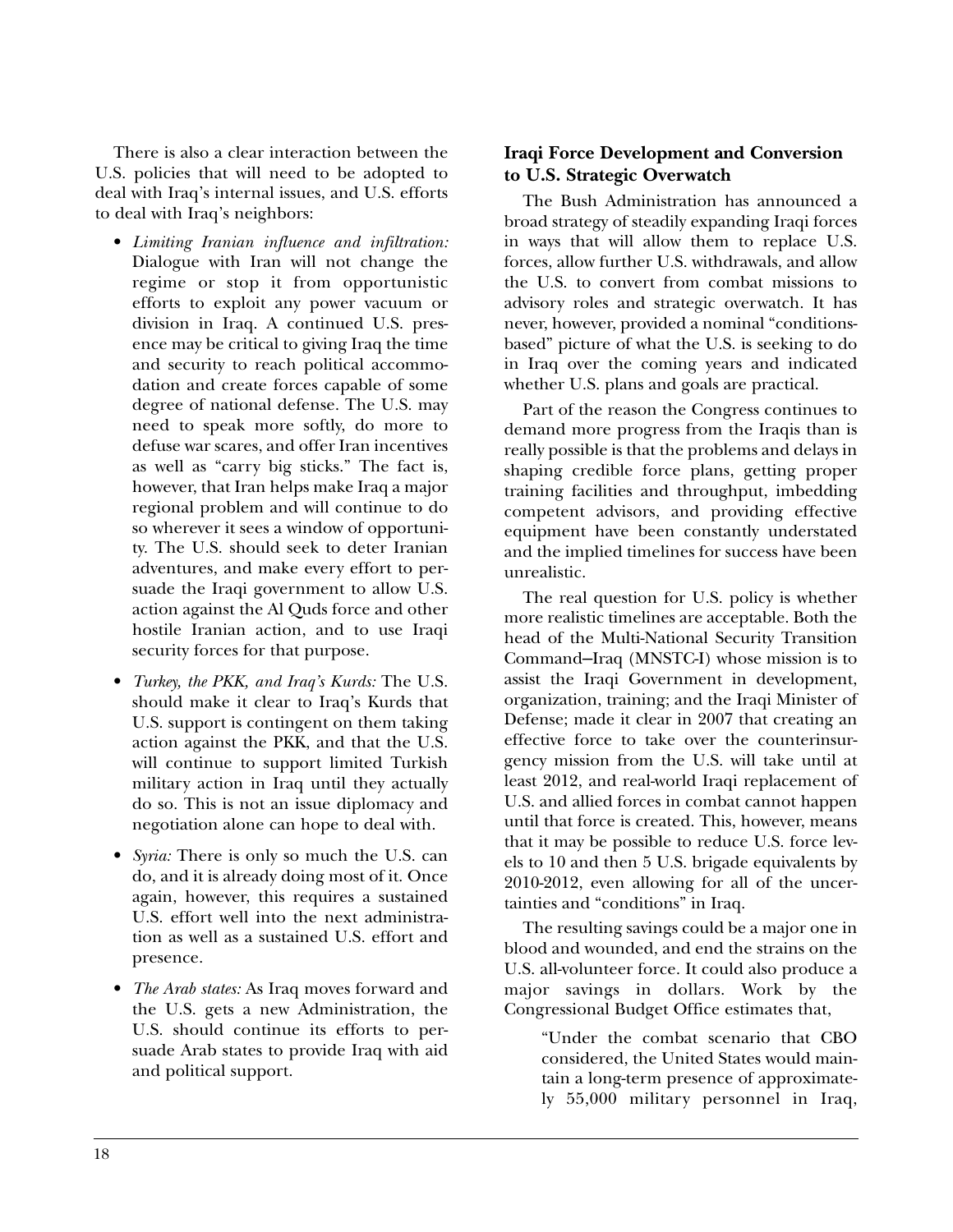There is also a clear interaction between the U.S. policies that will need to be adopted to deal with Iraq's internal issues, and U.S. efforts to deal with Iraq's neighbors:

- *Limiting Iranian influence and infiltration:* Dialogue with Iran will not change the regime or stop it from opportunistic efforts to exploit any power vacuum or division in Iraq. A continued U.S. presence may be critical to giving Iraq the time and security to reach political accommodation and create forces capable of some degree of national defense. The U.S. may need to speak more softly, do more to defuse war scares, and offer Iran incentives as well as "carry big sticks." The fact is, however, that Iran helps make Iraq a major regional problem and will continue to do so wherever it sees a window of opportunity. The U.S. should seek to deter Iranian adventures, and make every effort to persuade the Iraqi government to allow U.S. action against the Al Quds force and other hostile Iranian action, and to use Iraqi security forces for that purpose.

- *Turkey, the PKK, and Iraq's Kurds:* The U.S. should make it clear to Iraq's Kurds that U.S. support is contingent on them taking action against the PKK, and that the U.S. will continue to support limited Turkish military action in Iraq until they actually do so. This is not an issue diplomacy and negotiation alone can hope to deal with.

- *Syria:* There is only so much the U.S. can do, and it is already doing most of it. Once again, however, this requires a sustained U.S. effort well into the next administration as well as a sustained U.S. effort and presence.

- *The Arab states:* As Iraq moves forward and the U.S. gets a new Administration, the U.S. should continue its efforts to persuade Arab states to provide Iraq with aid and political support.

### Iraqi Force Development and Conversion to U.S. Strategic Overwatch

The Bush Administration has announced a broad strategy of steadily expanding Iraqi forces in ways that will allow them to replace U.S. forces, allow further U.S. withdrawals, and allow the U.S. to convert from combat missions to advisory roles and strategic overwatch. It has never, however, provided a nominal "conditions-based" picture of what the U.S. is seeking to do in Iraq over the coming years and indicated whether U.S. plans and goals are practical.

Part of the reason the Congress continues to demand more progress from the Iraqis than is really possible is that the problems and delays in shaping credible force plans, getting proper training facilities and throughput, imbedding competent advisors, and providing effective equipment have been constantly understated and the implied timelines for success have been unrealistic.

The real question for U.S. policy is whether more realistic timelines are acceptable. Both the head of the Multi-National Security Transition Command–Iraq (MNSTC-I) whose mission is to assist the Iraqi Government in development, organization, training; and the Iraqi Minister of Defense; made it clear in 2007 that creating an effective force to take over the counterinsurgency mission from the U.S. will take until at least 2012, and real-world Iraqi replacement of U.S. and allied forces in combat cannot happen until that force is created. This, however, means that it may be possible to reduce U.S. force levels to 10 and then 5 U.S. brigade equivalents by 2010-2012, even allowing for all of the uncertainties and "conditions" in Iraq.

The resulting savings could be a major one in blood and wounded, and end the strains on the U.S. all-volunteer force. It could also produce a major savings in dollars. Work by the Congressional Budget Office estimates that,

> "Under the combat scenario that CBO considered, the United States would maintain a long-term presence of approximately 55,000 military personnel in Iraq,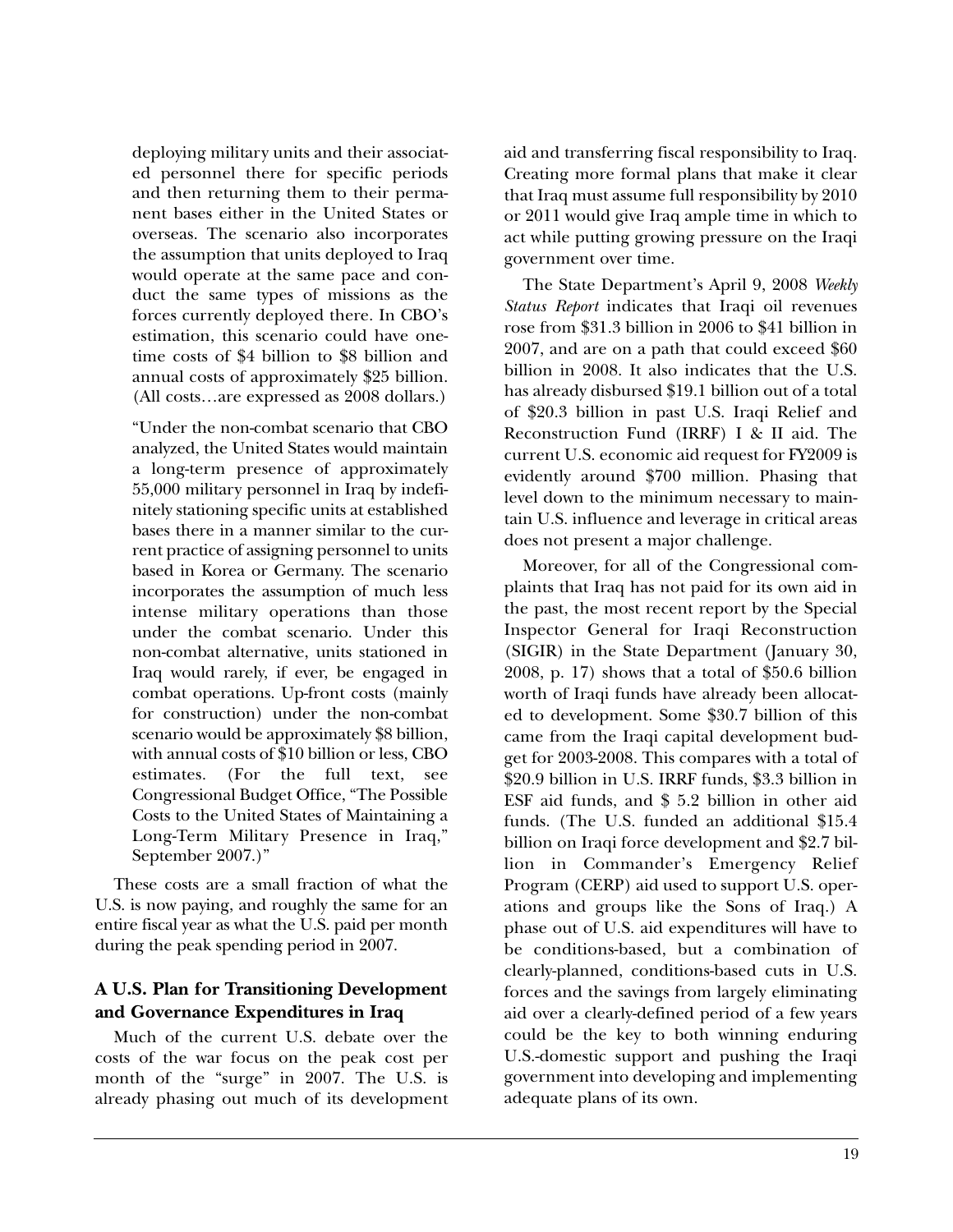deploying military units and their associated personnel there for specific periods and then returning them to their permanent bases either in the United States or overseas. The scenario also incorporates the assumption that units deployed to Iraq would operate at the same pace and conduct the same types of missions as the forces currently deployed there. In CBO's estimation, this scenario could have one-time costs of $4 billion to $8 billion and annual costs of approximately $25 billion. (All costs…are expressed as 2008 dollars.)

"Under the non-combat scenario that CBO analyzed, the United States would maintain a long-term presence of approximately 55,000 military personnel in Iraq by indefinitely stationing specific units at established bases there in a manner similar to the current practice of assigning personnel to units based in Korea or Germany. The scenario incorporates the assumption of much less intense military operations than those under the combat scenario. Under this non-combat alternative, units stationed in Iraq would rarely, if ever, be engaged in combat operations. Up-front costs (mainly for construction) under the non-combat scenario would be approximately $8 billion, with annual costs of $10 billion or less, CBO estimates. (For the full text, see Congressional Budget Office, "The Possible Costs to the United States of Maintaining a Long-Term Military Presence in Iraq," September 2007.)"

These costs are a small fraction of what the U.S. is now paying, and roughly the same for an entire fiscal year as what the U.S. paid per month during the peak spending period in 2007.

### A U.S. Plan for Transitioning Development and Governance Expenditures in Iraq

Much of the current U.S. debate over the costs of the war focus on the peak cost per month of the "surge" in 2007. The U.S. is already phasing out much of its development aid and transferring fiscal responsibility to Iraq. Creating more formal plans that make it clear that Iraq must assume full responsibility by 2010 or 2011 would give Iraq ample time in which to act while putting growing pressure on the Iraqi government over time.

The State Department's April 9, 2008 *Weekly Status Report* indicates that Iraqi oil revenues rose from $31.3 billion in 2006 to $41 billion in 2007, and are on a path that could exceed $60 billion in 2008. It also indicates that the U.S. has already disbursed $19.1 billion out of a total of $20.3 billion in past U.S. Iraqi Relief and Reconstruction Fund (IRRF) I & II aid. The current U.S. economic aid request for FY2009 is evidently around $700 million. Phasing that level down to the minimum necessary to maintain U.S. influence and leverage in critical areas does not present a major challenge.

Moreover, for all of the Congressional complaints that Iraq has not paid for its own aid in the past, the most recent report by the Special Inspector General for Iraqi Reconstruction (SIGIR) in the State Department (January 30, 2008, p. 17) shows that a total of $50.6 billion worth of Iraqi funds have already been allocated to development. Some $30.7 billion of this came from the Iraqi capital development budget for 2003-2008. This compares with a total of $20.9 billion in U.S. IRRF funds, $3.3 billion in ESF aid funds, and $ 5.2 billion in other aid funds. (The U.S. funded an additional $15.4 billion on Iraqi force development and $2.7 billion in Commander's Emergency Relief Program (CERP) aid used to support U.S. operations and groups like the Sons of Iraq.) A phase out of U.S. aid expenditures will have to be conditions-based, but a combination of clearly-planned, conditions-based cuts in U.S. forces and the savings from largely eliminating aid over a clearly-defined period of a few years could be the key to both winning enduring U.S.-domestic support and pushing the Iraqi government into developing and implementing adequate plans of its own.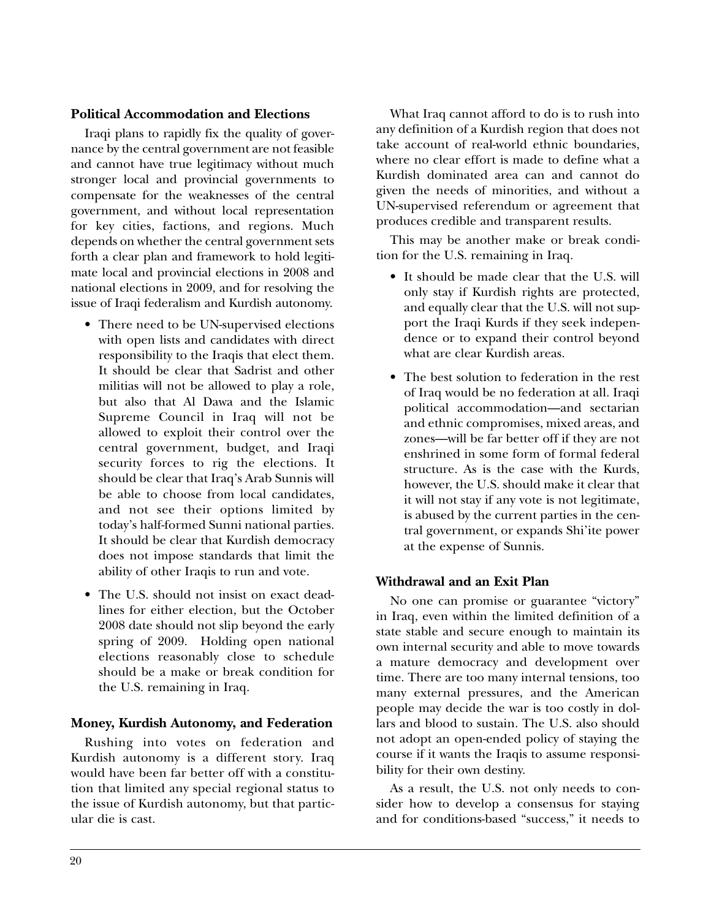### Political Accommodation and Elections

Iraqi plans to rapidly fix the quality of governance by the central government are not feasible and cannot have true legitimacy without much stronger local and provincial governments to compensate for the weaknesses of the central government, and without local representation for key cities, factions, and regions. Much depends on whether the central government sets forth a clear plan and framework to hold legitimate local and provincial elections in 2008 and national elections in 2009, and for resolving the issue of Iraqi federalism and Kurdish autonomy.

- There need to be UN-supervised elections with open lists and candidates with direct responsibility to the Iraqis that elect them. It should be clear that Sadrist and other militias will not be allowed to play a role, but also that Al Dawa and the Islamic Supreme Council in Iraq will not be allowed to exploit their control over the central government, budget, and Iraqi security forces to rig the elections. It should be clear that Iraq's Arab Sunnis will be able to choose from local candidates, and not see their options limited by today's half-formed Sunni national parties. It should be clear that Kurdish democracy does not impose standards that limit the ability of other Iraqis to run and vote.
- The U.S. should not insist on exact deadlines for either election, but the October 2008 date should not slip beyond the early spring of 2009. Holding open national elections reasonably close to schedule should be a make or break condition for the U.S. remaining in Iraq.

### Money, Kurdish Autonomy, and Federation

Rushing into votes on federation and Kurdish autonomy is a different story. Iraq would have been far better off with a constitution that limited any special regional status to the issue of Kurdish autonomy, but that particular die is cast.

What Iraq cannot afford to do is to rush into any definition of a Kurdish region that does not take account of real-world ethnic boundaries, where no clear effort is made to define what a Kurdish dominated area can and cannot do given the needs of minorities, and without a UN-supervised referendum or agreement that produces credible and transparent results.

This may be another make or break condition for the U.S. remaining in Iraq.

- It should be made clear that the U.S. will only stay if Kurdish rights are protected, and equally clear that the U.S. will not support the Iraqi Kurds if they seek independence or to expand their control beyond what are clear Kurdish areas.
- The best solution to federation in the rest of Iraq would be no federation at all. Iraqi political accommodation—and sectarian and ethnic compromises, mixed areas, and zones—will be far better off if they are not enshrined in some form of formal federal structure. As is the case with the Kurds, however, the U.S. should make it clear that it will not stay if any vote is not legitimate, is abused by the current parties in the central government, or expands Shi'ite power at the expense of Sunnis.

### Withdrawal and an Exit Plan

No one can promise or guarantee "victory" in Iraq, even within the limited definition of a state stable and secure enough to maintain its own internal security and able to move towards a mature democracy and development over time. There are too many internal tensions, too many external pressures, and the American people may decide the war is too costly in dollars and blood to sustain. The U.S. also should not adopt an open-ended policy of staying the course if it wants the Iraqis to assume responsibility for their own destiny.

As a result, the U.S. not only needs to consider how to develop a consensus for staying and for conditions-based "success," it needs to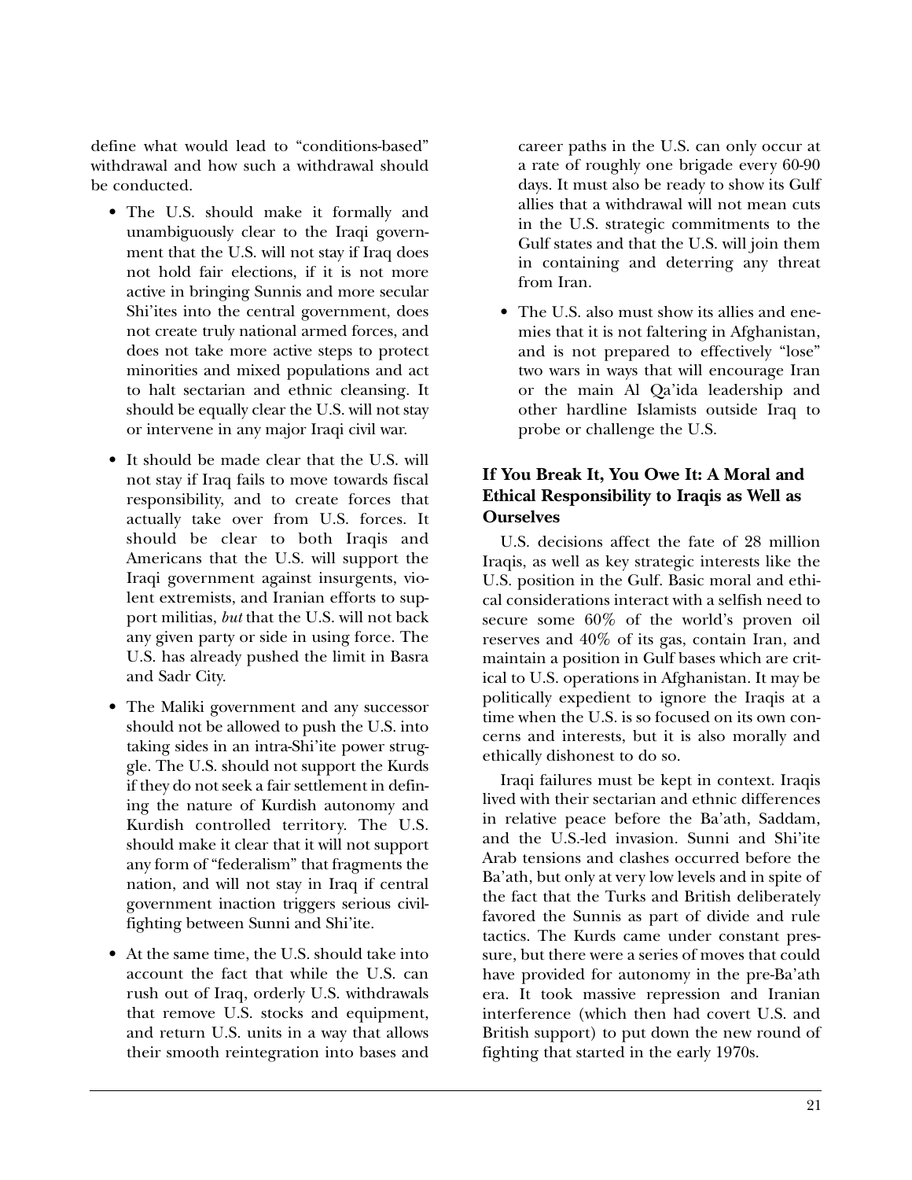define what would lead to "conditions-based" withdrawal and how such a withdrawal should be conducted.

- The U.S. should make it formally and unambiguously clear to the Iraqi government that the U.S. will not stay if Iraq does not hold fair elections, if it is not more active in bringing Sunnis and more secular Shi'ites into the central government, does not create truly national armed forces, and does not take more active steps to protect minorities and mixed populations and act to halt sectarian and ethnic cleansing. It should be equally clear the U.S. will not stay or intervene in any major Iraqi civil war.
- It should be made clear that the U.S. will not stay if Iraq fails to move towards fiscal responsibility, and to create forces that actually take over from U.S. forces. It should be clear to both Iraqis and Americans that the U.S. will support the Iraqi government against insurgents, violent extremists, and Iranian efforts to support militias, *but* that the U.S. will not back any given party or side in using force. The U.S. has already pushed the limit in Basra and Sadr City.
- The Maliki government and any successor should not be allowed to push the U.S. into taking sides in an intra-Shi'ite power struggle. The U.S. should not support the Kurds if they do not seek a fair settlement in defining the nature of Kurdish autonomy and Kurdish controlled territory. The U.S. should make it clear that it will not support any form of "federalism" that fragments the nation, and will not stay in Iraq if central government inaction triggers serious civil-fighting between Sunni and Shi'ite.
- At the same time, the U.S. should take into account the fact that while the U.S. can rush out of Iraq, orderly U.S. withdrawals that remove U.S. stocks and equipment, and return U.S. units in a way that allows their smooth reintegration into bases and career paths in the U.S. can only occur at a rate of roughly one brigade every 60-90 days. It must also be ready to show its Gulf allies that a withdrawal will not mean cuts in the U.S. strategic commitments to the Gulf states and that the U.S. will join them in containing and deterring any threat from Iran.
- The U.S. also must show its allies and enemies that it is not faltering in Afghanistan, and is not prepared to effectively "lose" two wars in ways that will encourage Iran or the main Al Qa'ida leadership and other hardline Islamists outside Iraq to probe or challenge the U.S.

### If You Break It, You Owe It: A Moral and Ethical Responsibility to Iraqis as Well as Ourselves

U.S. decisions affect the fate of 28 million Iraqis, as well as key strategic interests like the U.S. position in the Gulf. Basic moral and ethical considerations interact with a selfish need to secure some 60% of the world's proven oil reserves and 40% of its gas, contain Iran, and maintain a position in Gulf bases which are critical to U.S. operations in Afghanistan. It may be politically expedient to ignore the Iraqis at a time when the U.S. is so focused on its own concerns and interests, but it is also morally and ethically dishonest to do so.

Iraqi failures must be kept in context. Iraqis lived with their sectarian and ethnic differences in relative peace before the Ba'ath, Saddam, and the U.S.-led invasion. Sunni and Shi'ite Arab tensions and clashes occurred before the Ba'ath, but only at very low levels and in spite of the fact that the Turks and British deliberately favored the Sunnis as part of divide and rule tactics. The Kurds came under constant pressure, but there were a series of moves that could have provided for autonomy in the pre-Ba'ath era. It took massive repression and Iranian interference (which then had covert U.S. and British support) to put down the new round of fighting that started in the early 1970s.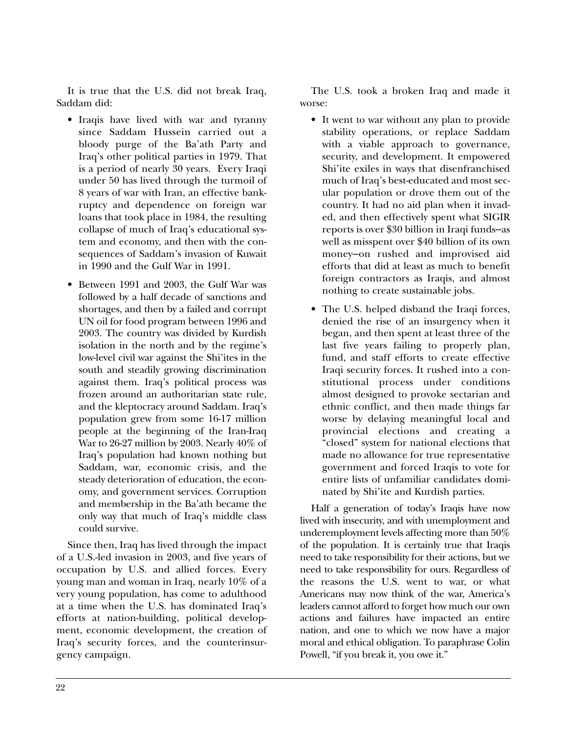It is true that the U.S. did not break Iraq, Saddam did:

- Iraqis have lived with war and tyranny since Saddam Hussein carried out a bloody purge of the Ba'ath Party and Iraq's other political parties in 1979. That is a period of nearly 30 years. Every Iraqi under 50 has lived through the turmoil of 8 years of war with Iran, an effective bankruptcy and dependence on foreign war loans that took place in 1984, the resulting collapse of much of Iraq's educational system and economy, and then with the consequences of Saddam's invasion of Kuwait in 1990 and the Gulf War in 1991.
- Between 1991 and 2003, the Gulf War was followed by a half decade of sanctions and shortages, and then by a failed and corrupt UN oil for food program between 1996 and 2003. The country was divided by Kurdish isolation in the north and by the regime's low-level civil war against the Shi'ites in the south and steadily growing discrimination against them. Iraq's political process was frozen around an authoritarian state rule, and the kleptocracy around Saddam. Iraq's population grew from some 16-17 million people at the beginning of the Iran-Iraq War to 26-27 million by 2003. Nearly 40% of Iraq's population had known nothing but Saddam, war, economic crisis, and the steady deterioration of education, the economy, and government services. Corruption and membership in the Ba'ath became the only way that much of Iraq's middle class could survive.

Since then, Iraq has lived through the impact of a U.S.-led invasion in 2003, and five years of occupation by U.S. and allied forces. Every young man and woman in Iraq, nearly 10% of a very young population, has come to adulthood at a time when the U.S. has dominated Iraq's efforts at nation-building, political development, economic development, the creation of Iraq's security forces, and the counterinsurgency campaign.

The U.S. took a broken Iraq and made it worse:

- It went to war without any plan to provide stability operations, or replace Saddam with a viable approach to governance, security, and development. It empowered Shi'ite exiles in ways that disenfranchised much of Iraq's best-educated and most secular population or drove them out of the country. It had no aid plan when it invaded, and then effectively spent what SIGIR reports is over $30 billion in Iraqi funds—as well as misspent over $40 billion of its own money—on rushed and improvised aid efforts that did at least as much to benefit foreign contractors as Iraqis, and almost nothing to create sustainable jobs.
- The U.S. helped disband the Iraqi forces, denied the rise of an insurgency when it began, and then spent at least three of the last five years failing to properly plan, fund, and staff efforts to create effective Iraqi security forces. It rushed into a constitutional process under conditions almost designed to provoke sectarian and ethnic conflict, and then made things far worse by delaying meaningful local and provincial elections and creating a "closed" system for national elections that made no allowance for true representative government and forced Iraqis to vote for entire lists of unfamiliar candidates dominated by Shi'ite and Kurdish parties.

Half a generation of today's Iraqis have now lived with insecurity, and with unemployment and underemployment levels affecting more than 50% of the population. It is certainly true that Iraqis need to take responsibility for their actions, but we need to take responsibility for ours. Regardless of the reasons the U.S. went to war, or what Americans may now think of the war, America's leaders cannot afford to forget how much our own actions and failures have impacted an entire nation, and one to which we now have a major moral and ethical obligation. To paraphrase Colin Powell, "if you break it, you owe it."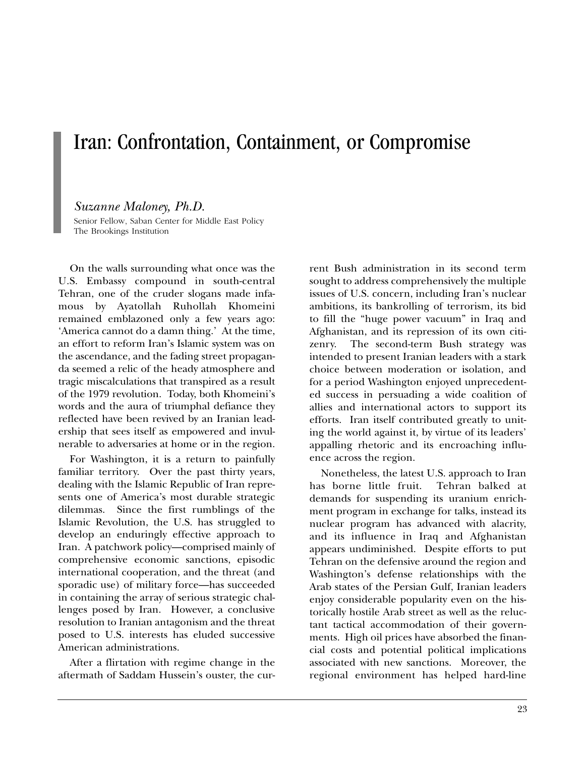# Iran: Confrontation, Containment, or Compromise

*Suzanne Maloney, Ph.D.*

Senior Fellow, Saban Center for Middle East Policy
The Brookings Institution

On the walls surrounding what once was the U.S. Embassy compound in south-central Tehran, one of the cruder slogans made infamous by Ayatollah Ruhollah Khomeini remained emblazoned only a few years ago: 'America cannot do a damn thing.' At the time, an effort to reform Iran's Islamic system was on the ascendance, and the fading street propaganda seemed a relic of the heady atmosphere and tragic miscalculations that transpired as a result of the 1979 revolution. Today, both Khomeini's words and the aura of triumphal defiance they reflected have been revived by an Iranian leadership that sees itself as empowered and invulnerable to adversaries at home or in the region.

For Washington, it is a return to painfully familiar territory. Over the past thirty years, dealing with the Islamic Republic of Iran represents one of America's most durable strategic dilemmas. Since the first rumblings of the Islamic Revolution, the U.S. has struggled to develop an enduringly effective approach to Iran. A patchwork policy—comprised mainly of comprehensive economic sanctions, episodic international cooperation, and the threat (and sporadic use) of military force—has succeeded in containing the array of serious strategic challenges posed by Iran. However, a conclusive resolution to Iranian antagonism and the threat posed to U.S. interests has eluded successive American administrations.

After a flirtation with regime change in the aftermath of Saddam Hussein's ouster, the current Bush administration in its second term sought to address comprehensively the multiple issues of U.S. concern, including Iran's nuclear ambitions, its bankrolling of terrorism, its bid to fill the "huge power vacuum" in Iraq and Afghanistan, and its repression of its own citizenry. The second-term Bush strategy was intended to present Iranian leaders with a stark choice between moderation or isolation, and for a period Washington enjoyed unprecedented success in persuading a wide coalition of allies and international actors to support its efforts. Iran itself contributed greatly to uniting the world against it, by virtue of its leaders' appalling rhetoric and its encroaching influence across the region.

Nonetheless, the latest U.S. approach to Iran has borne little fruit. Tehran balked at demands for suspending its uranium enrichment program in exchange for talks, instead its nuclear program has advanced with alacrity, and its influence in Iraq and Afghanistan appears undiminished. Despite efforts to put Tehran on the defensive around the region and Washington's defense relationships with the Arab states of the Persian Gulf, Iranian leaders enjoy considerable popularity even on the historically hostile Arab street as well as the reluctant tactical accommodation of their governments. High oil prices have absorbed the financial costs and potential political implications associated with new sanctions. Moreover, the regional environment has helped hard-line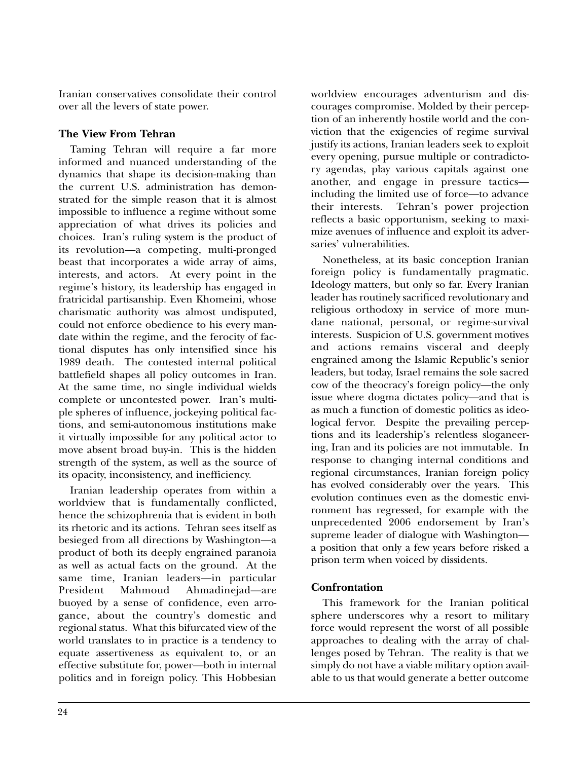Iranian conservatives consolidate their control over all the levers of state power.

### The View From Tehran

Taming Tehran will require a far more informed and nuanced understanding of the dynamics that shape its decision-making than the current U.S. administration has demonstrated for the simple reason that it is almost impossible to influence a regime without some appreciation of what drives its policies and choices. Iran's ruling system is the product of its revolution—a competing, multi-pronged beast that incorporates a wide array of aims, interests, and actors. At every point in the regime's history, its leadership has engaged in fratricidal partisanship. Even Khomeini, whose charismatic authority was almost undisputed, could not enforce obedience to his every mandate within the regime, and the ferocity of factional disputes has only intensified since his 1989 death. The contested internal political battlefield shapes all policy outcomes in Iran. At the same time, no single individual wields complete or uncontested power. Iran's multiple spheres of influence, jockeying political factions, and semi-autonomous institutions make it virtually impossible for any political actor to move absent broad buy-in. This is the hidden strength of the system, as well as the source of its opacity, inconsistency, and inefficiency.

Iranian leadership operates from within a worldview that is fundamentally conflicted, hence the schizophrenia that is evident in both its rhetoric and its actions. Tehran sees itself as besieged from all directions by Washington—a product of both its deeply engrained paranoia as well as actual facts on the ground. At the same time, Iranian leaders—in particular President Mahmoud Ahmadinejad—are buoyed by a sense of confidence, even arrogance, about the country's domestic and regional status. What this bifurcated view of the world translates to in practice is a tendency to equate assertiveness as equivalent to, or an effective substitute for, power—both in internal politics and in foreign policy. This Hobbesian worldview encourages adventurism and discourages compromise. Molded by their perception of an inherently hostile world and the conviction that the exigencies of regime survival justify its actions, Iranian leaders seek to exploit every opening, pursue multiple or contradictory agendas, play various capitals against one another, and engage in pressure tactics—including the limited use of force—to advance their interests. Tehran's power projection reflects a basic opportunism, seeking to maximize avenues of influence and exploit its adversaries' vulnerabilities.

Nonetheless, at its basic conception Iranian foreign policy is fundamentally pragmatic. Ideology matters, but only so far. Every Iranian leader has routinely sacrificed revolutionary and religious orthodoxy in service of more mundane national, personal, or regime-survival interests. Suspicion of U.S. government motives and actions remains visceral and deeply engrained among the Islamic Republic's senior leaders, but today, Israel remains the sole sacred cow of the theocracy's foreign policy—the only issue where dogma dictates policy—and that is as much a function of domestic politics as ideological fervor. Despite the prevailing perceptions and its leadership's relentless sloganeering, Iran and its policies are not immutable. In response to changing internal conditions and regional circumstances, Iranian foreign policy has evolved considerably over the years. This evolution continues even as the domestic environment has regressed, for example with the unprecedented 2006 endorsement by Iran's supreme leader of dialogue with Washington—a position that only a few years before risked a prison term when voiced by dissidents.

### Confrontation

This framework for the Iranian political sphere underscores why a resort to military force would represent the worst of all possible approaches to dealing with the array of challenges posed by Tehran. The reality is that we simply do not have a viable military option available to us that would generate a better outcome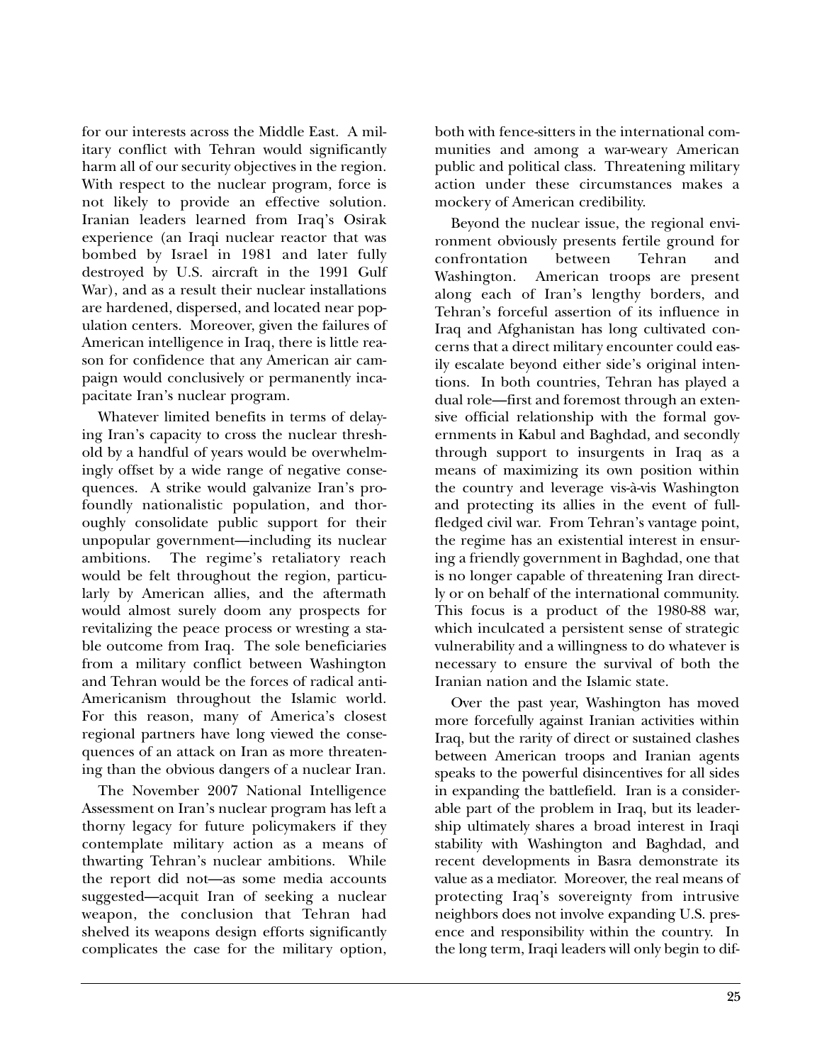for our interests across the Middle East. A military conflict with Tehran would significantly harm all of our security objectives in the region. With respect to the nuclear program, force is not likely to provide an effective solution. Iranian leaders learned from Iraq's Osirak experience (an Iraqi nuclear reactor that was bombed by Israel in 1981 and later fully destroyed by U.S. aircraft in the 1991 Gulf War), and as a result their nuclear installations are hardened, dispersed, and located near population centers. Moreover, given the failures of American intelligence in Iraq, there is little reason for confidence that any American air campaign would conclusively or permanently incapacitate Iran's nuclear program.

Whatever limited benefits in terms of delaying Iran's capacity to cross the nuclear threshold by a handful of years would be overwhelmingly offset by a wide range of negative consequences. A strike would galvanize Iran's profoundly nationalistic population, and thoroughly consolidate public support for their unpopular government—including its nuclear ambitions. The regime's retaliatory reach would be felt throughout the region, particularly by American allies, and the aftermath would almost surely doom any prospects for revitalizing the peace process or wresting a stable outcome from Iraq. The sole beneficiaries from a military conflict between Washington and Tehran would be the forces of radical anti-Americanism throughout the Islamic world. For this reason, many of America's closest regional partners have long viewed the consequences of an attack on Iran as more threatening than the obvious dangers of a nuclear Iran.

The November 2007 National Intelligence Assessment on Iran's nuclear program has left a thorny legacy for future policymakers if they contemplate military action as a means of thwarting Tehran's nuclear ambitions. While the report did not—as some media accounts suggested—acquit Iran of seeking a nuclear weapon, the conclusion that Tehran had shelved its weapons design efforts significantly complicates the case for the military option, both with fence-sitters in the international communities and among a war-weary American public and political class. Threatening military action under these circumstances makes a mockery of American credibility.

Beyond the nuclear issue, the regional environment obviously presents fertile ground for confrontation between Tehran and Washington. American troops are present along each of Iran's lengthy borders, and Tehran's forceful assertion of its influence in Iraq and Afghanistan has long cultivated concerns that a direct military encounter could easily escalate beyond either side's original intentions. In both countries, Tehran has played a dual role—first and foremost through an extensive official relationship with the formal governments in Kabul and Baghdad, and secondly through support to insurgents in Iraq as a means of maximizing its own position within the country and leverage vis-à-vis Washington and protecting its allies in the event of full-fledged civil war. From Tehran's vantage point, the regime has an existential interest in ensuring a friendly government in Baghdad, one that is no longer capable of threatening Iran directly or on behalf of the international community. This focus is a product of the 1980-88 war, which inculcated a persistent sense of strategic vulnerability and a willingness to do whatever is necessary to ensure the survival of both the Iranian nation and the Islamic state.

Over the past year, Washington has moved more forcefully against Iranian activities within Iraq, but the rarity of direct or sustained clashes between American troops and Iranian agents speaks to the powerful disincentives for all sides in expanding the battlefield. Iran is a considerable part of the problem in Iraq, but its leadership ultimately shares a broad interest in Iraqi stability with Washington and Baghdad, and recent developments in Basra demonstrate its value as a mediator. Moreover, the real means of protecting Iraq's sovereignty from intrusive neighbors does not involve expanding U.S. presence and responsibility within the country. In the long term, Iraqi leaders will only begin to dif-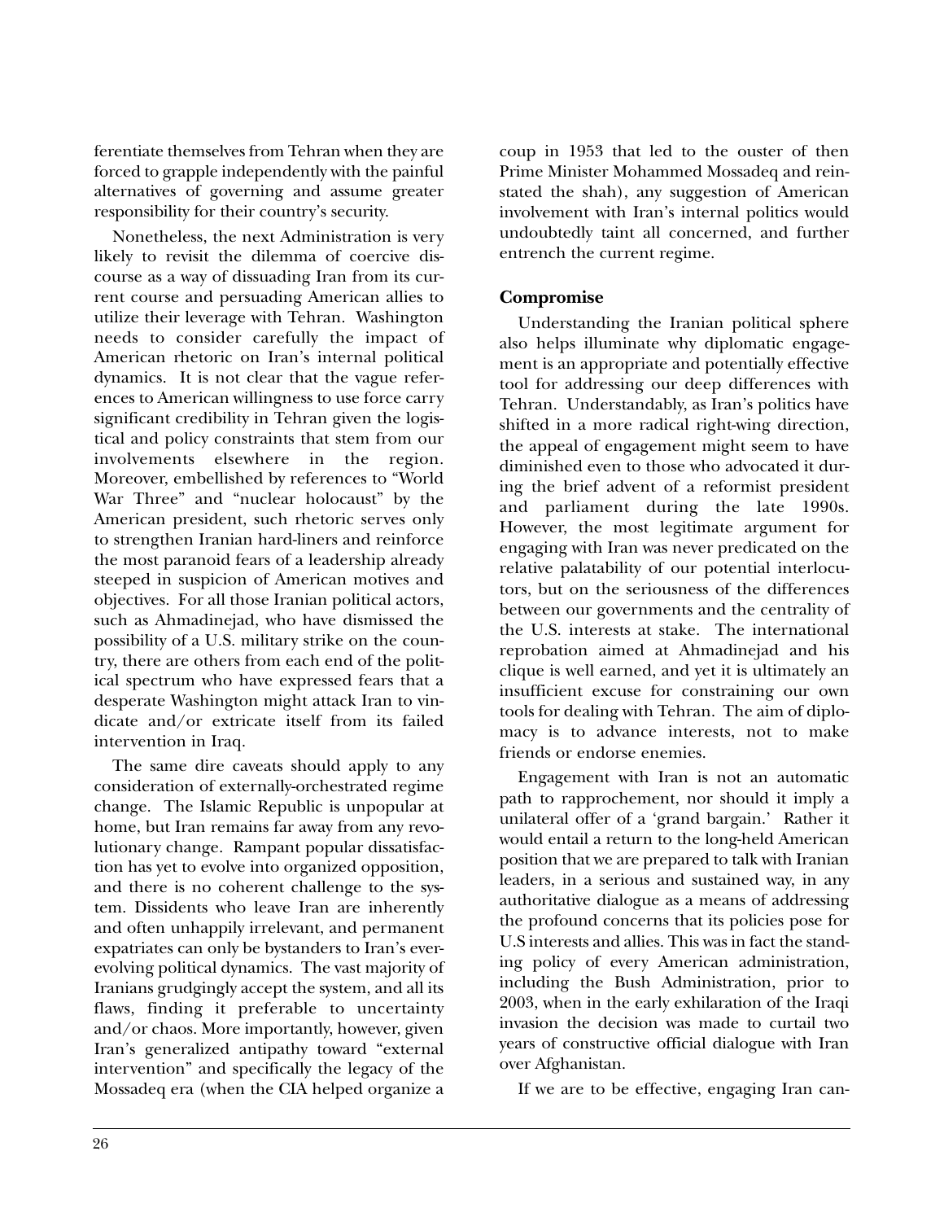ferentiate themselves from Tehran when they are forced to grapple independently with the painful alternatives of governing and assume greater responsibility for their country's security.

Nonetheless, the next Administration is very likely to revisit the dilemma of coercive discourse as a way of dissuading Iran from its current course and persuading American allies to utilize their leverage with Tehran. Washington needs to consider carefully the impact of American rhetoric on Iran's internal political dynamics. It is not clear that the vague references to American willingness to use force carry significant credibility in Tehran given the logistical and policy constraints that stem from our involvements elsewhere in the region. Moreover, embellished by references to "World War Three" and "nuclear holocaust" by the American president, such rhetoric serves only to strengthen Iranian hard-liners and reinforce the most paranoid fears of a leadership already steeped in suspicion of American motives and objectives. For all those Iranian political actors, such as Ahmadinejad, who have dismissed the possibility of a U.S. military strike on the country, there are others from each end of the political spectrum who have expressed fears that a desperate Washington might attack Iran to vindicate and/or extricate itself from its failed intervention in Iraq.

The same dire caveats should apply to any consideration of externally-orchestrated regime change. The Islamic Republic is unpopular at home, but Iran remains far away from any revolutionary change. Rampant popular dissatisfaction has yet to evolve into organized opposition, and there is no coherent challenge to the system. Dissidents who leave Iran are inherently and often unhappily irrelevant, and permanent expatriates can only be bystanders to Iran's ever-evolving political dynamics. The vast majority of Iranians grudgingly accept the system, and all its flaws, finding it preferable to uncertainty and/or chaos. More importantly, however, given Iran's generalized antipathy toward "external intervention" and specifically the legacy of the Mossadeq era (when the CIA helped organize a coup in 1953 that led to the ouster of then Prime Minister Mohammed Mossadeq and reinstated the shah), any suggestion of American involvement with Iran's internal politics would undoubtedly taint all concerned, and further entrench the current regime.

### Compromise

Understanding the Iranian political sphere also helps illuminate why diplomatic engagement is an appropriate and potentially effective tool for addressing our deep differences with Tehran. Understandably, as Iran's politics have shifted in a more radical right-wing direction, the appeal of engagement might seem to have diminished even to those who advocated it during the brief advent of a reformist president and parliament during the late 1990s. However, the most legitimate argument for engaging with Iran was never predicated on the relative palatability of our potential interlocutors, but on the seriousness of the differences between our governments and the centrality of the U.S. interests at stake. The international reprobation aimed at Ahmadinejad and his clique is well earned, and yet it is ultimately an insufficient excuse for constraining our own tools for dealing with Tehran. The aim of diplomacy is to advance interests, not to make friends or endorse enemies.

Engagement with Iran is not an automatic path to rapprochement, nor should it imply a unilateral offer of a 'grand bargain.' Rather it would entail a return to the long-held American position that we are prepared to talk with Iranian leaders, in a serious and sustained way, in any authoritative dialogue as a means of addressing the profound concerns that its policies pose for U.S interests and allies. This was in fact the standing policy of every American administration, including the Bush Administration, prior to 2003, when in the early exhilaration of the Iraqi invasion the decision was made to curtail two years of constructive official dialogue with Iran over Afghanistan.

If we are to be effective, engaging Iran can-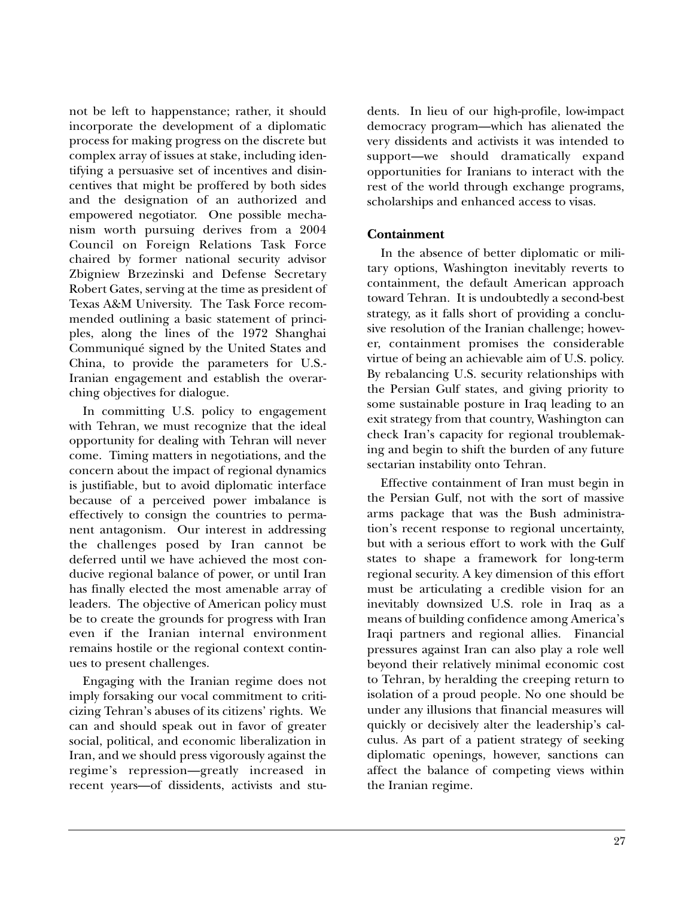not be left to happenstance; rather, it should incorporate the development of a diplomatic process for making progress on the discrete but complex array of issues at stake, including identifying a persuasive set of incentives and disincentives that might be proffered by both sides and the designation of an authorized and empowered negotiator. One possible mechanism worth pursuing derives from a 2004 Council on Foreign Relations Task Force chaired by former national security advisor Zbigniew Brzezinski and Defense Secretary Robert Gates, serving at the time as president of Texas A&M University. The Task Force recommended outlining a basic statement of principles, along the lines of the 1972 Shanghai Communiqué signed by the United States and China, to provide the parameters for U.S.-Iranian engagement and establish the overarching objectives for dialogue.

In committing U.S. policy to engagement with Tehran, we must recognize that the ideal opportunity for dealing with Tehran will never come. Timing matters in negotiations, and the concern about the impact of regional dynamics is justifiable, but to avoid diplomatic interface because of a perceived power imbalance is effectively to consign the countries to permanent antagonism. Our interest in addressing the challenges posed by Iran cannot be deferred until we have achieved the most conducive regional balance of power, or until Iran has finally elected the most amenable array of leaders. The objective of American policy must be to create the grounds for progress with Iran even if the Iranian internal environment remains hostile or the regional context continues to present challenges.

Engaging with the Iranian regime does not imply forsaking our vocal commitment to criticizing Tehran's abuses of its citizens' rights. We can and should speak out in favor of greater social, political, and economic liberalization in Iran, and we should press vigorously against the regime's repression—greatly increased in recent years—of dissidents, activists and students. In lieu of our high-profile, low-impact democracy program—which has alienated the very dissidents and activists it was intended to support—we should dramatically expand opportunities for Iranians to interact with the rest of the world through exchange programs, scholarships and enhanced access to visas.

### Containment

In the absence of better diplomatic or military options, Washington inevitably reverts to containment, the default American approach toward Tehran. It is undoubtedly a second-best strategy, as it falls short of providing a conclusive resolution of the Iranian challenge; however, containment promises the considerable virtue of being an achievable aim of U.S. policy. By rebalancing U.S. security relationships with the Persian Gulf states, and giving priority to some sustainable posture in Iraq leading to an exit strategy from that country, Washington can check Iran's capacity for regional troublemaking and begin to shift the burden of any future sectarian instability onto Tehran.

Effective containment of Iran must begin in the Persian Gulf, not with the sort of massive arms package that was the Bush administration's recent response to regional uncertainty, but with a serious effort to work with the Gulf states to shape a framework for long-term regional security. A key dimension of this effort must be articulating a credible vision for an inevitably downsized U.S. role in Iraq as a means of building confidence among America's Iraqi partners and regional allies. Financial pressures against Iran can also play a role well beyond their relatively minimal economic cost to Tehran, by heralding the creeping return to isolation of a proud people. No one should be under any illusions that financial measures will quickly or decisively alter the leadership's calculus. As part of a patient strategy of seeking diplomatic openings, however, sanctions can affect the balance of competing views within the Iranian regime.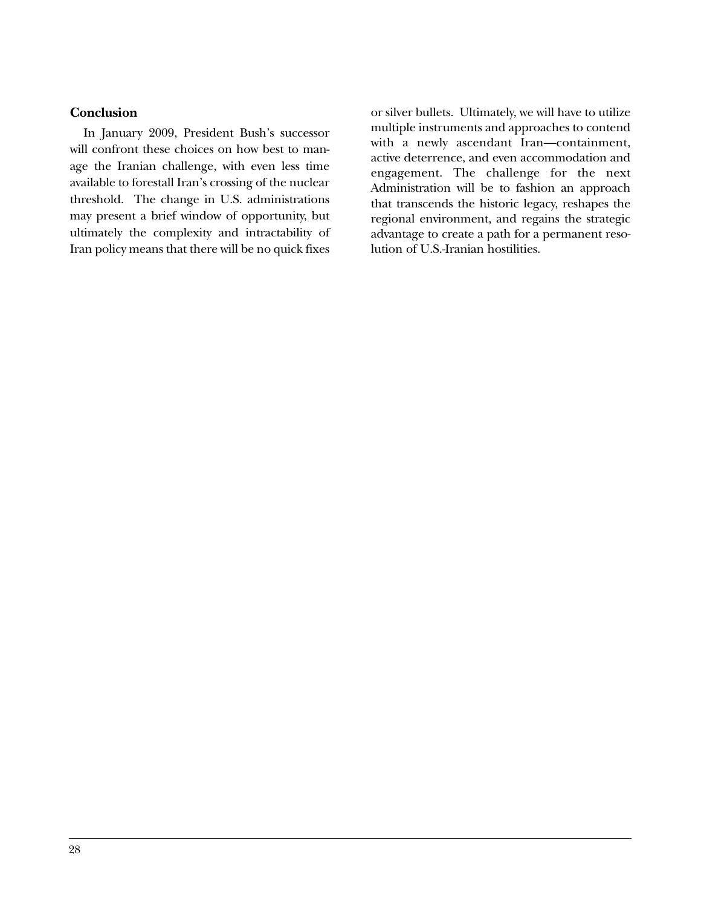## Conclusion

In January 2009, President Bush's successor will confront these choices on how best to manage the Iranian challenge, with even less time available to forestall Iran's crossing of the nuclear threshold. The change in U.S. administrations may present a brief window of opportunity, but ultimately the complexity and intractability of Iran policy means that there will be no quick fixes or silver bullets. Ultimately, we will have to utilize multiple instruments and approaches to contend with a newly ascendant Iran—containment, active deterrence, and even accommodation and engagement. The challenge for the next Administration will be to fashion an approach that transcends the historic legacy, reshapes the regional environment, and regains the strategic advantage to create a path for a permanent resolution of U.S.-Iranian hostilities.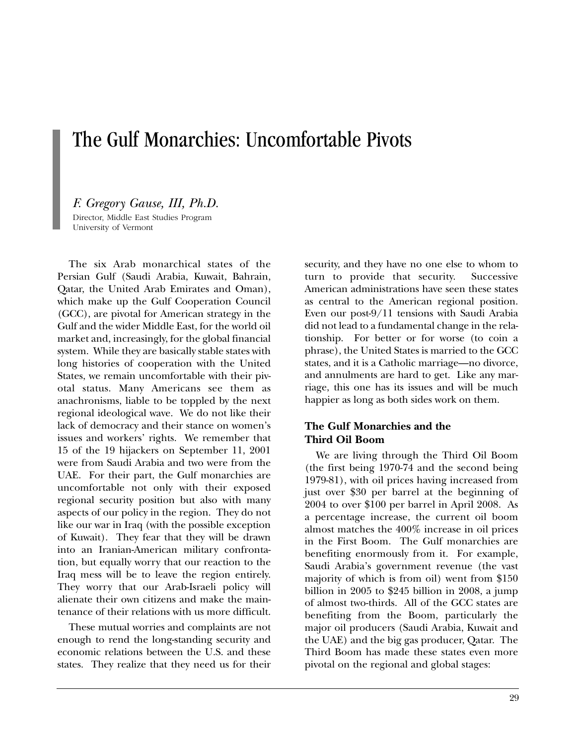# The Gulf Monarchies: Uncomfortable Pivots

*F. Gregory Gause, III, Ph.D.*
Director, Middle East Studies Program
University of Vermont

The six Arab monarchical states of the Persian Gulf (Saudi Arabia, Kuwait, Bahrain, Qatar, the United Arab Emirates and Oman), which make up the Gulf Cooperation Council (GCC), are pivotal for American strategy in the Gulf and the wider Middle East, for the world oil market and, increasingly, for the global financial system. While they are basically stable states with long histories of cooperation with the United States, we remain uncomfortable with their pivotal status. Many Americans see them as anachronisms, liable to be toppled by the next regional ideological wave. We do not like their lack of democracy and their stance on women's issues and workers' rights. We remember that 15 of the 19 hijackers on September 11, 2001 were from Saudi Arabia and two were from the UAE. For their part, the Gulf monarchies are uncomfortable not only with their exposed regional security position but also with many aspects of our policy in the region. They do not like our war in Iraq (with the possible exception of Kuwait). They fear that they will be drawn into an Iranian-American military confrontation, but equally worry that our reaction to the Iraq mess will be to leave the region entirely. They worry that our Arab-Israeli policy will alienate their own citizens and make the maintenance of their relations with us more difficult.

These mutual worries and complaints are not enough to rend the long-standing security and economic relations between the U.S. and these states. They realize that they need us for their security, and they have no one else to whom to turn to provide that security. Successive American administrations have seen these states as central to the American regional position. Even our post-9/11 tensions with Saudi Arabia did not lead to a fundamental change in the relationship. For better or for worse (to coin a phrase), the United States is married to the GCC states, and it is a Catholic marriage—no divorce, and annulments are hard to get. Like any marriage, this one has its issues and will be much happier as long as both sides work on them.

### The Gulf Monarchies and the Third Oil Boom

We are living through the Third Oil Boom (the first being 1970-74 and the second being 1979-81), with oil prices having increased from just over $30 per barrel at the beginning of 2004 to over $100 per barrel in April 2008. As a percentage increase, the current oil boom almost matches the 400% increase in oil prices in the First Boom. The Gulf monarchies are benefiting enormously from it. For example, Saudi Arabia's government revenue (the vast majority of which is from oil) went from $150 billion in 2005 to $245 billion in 2008, a jump of almost two-thirds. All of the GCC states are benefiting from the Boom, particularly the major oil producers (Saudi Arabia, Kuwait and the UAE) and the big gas producer, Qatar. The Third Boom has made these states even more pivotal on the regional and global stages: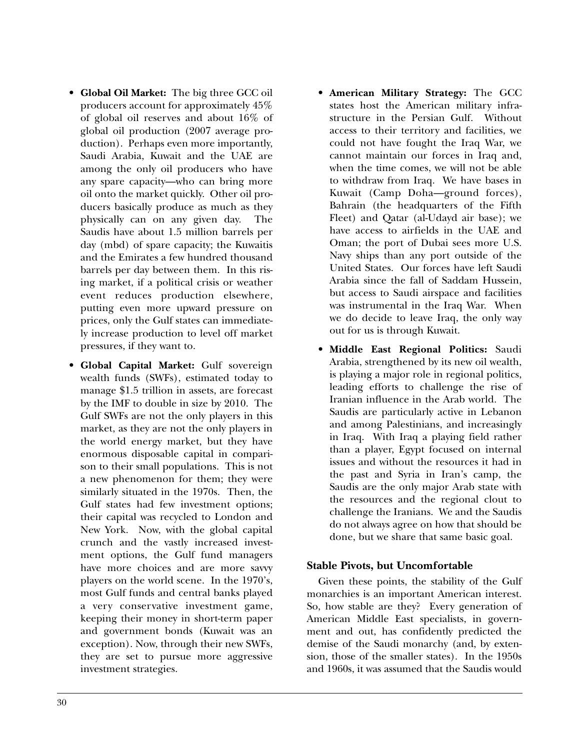- **Global Oil Market:** The big three GCC oil producers account for approximately 45% of global oil reserves and about 16% of global oil production (2007 average production). Perhaps even more importantly, Saudi Arabia, Kuwait and the UAE are among the only oil producers who have any spare capacity—who can bring more oil onto the market quickly. Other oil producers basically produce as much as they physically can on any given day. The Saudis have about 1.5 million barrels per day (mbd) of spare capacity; the Kuwaitis and the Emirates a few hundred thousand barrels per day between them. In this rising market, if a political crisis or weather event reduces production elsewhere, putting even more upward pressure on prices, only the Gulf states can immediately increase production to level off market pressures, if they want to.

- **Global Capital Market:** Gulf sovereign wealth funds (SWFs), estimated today to manage $1.5 trillion in assets, are forecast by the IMF to double in size by 2010. The Gulf SWFs are not the only players in this market, as they are not the only players in the world energy market, but they have enormous disposable capital in comparison to their small populations. This is not a new phenomenon for them; they were similarly situated in the 1970s. Then, the Gulf states had few investment options; their capital was recycled to London and New York. Now, with the global capital crunch and the vastly increased investment options, the Gulf fund managers have more choices and are more savvy players on the world scene. In the 1970's, most Gulf funds and central banks played a very conservative investment game, keeping their money in short-term paper and government bonds (Kuwait was an exception). Now, through their new SWFs, they are set to pursue more aggressive investment strategies.

- **American Military Strategy:** The GCC states host the American military infrastructure in the Persian Gulf. Without access to their territory and facilities, we could not have fought the Iraq War, we cannot maintain our forces in Iraq and, when the time comes, we will not be able to withdraw from Iraq. We have bases in Kuwait (Camp Doha—ground forces), Bahrain (the headquarters of the Fifth Fleet) and Qatar (al-Udayd air base); we have access to airfields in the UAE and Oman; the port of Dubai sees more U.S. Navy ships than any port outside of the United States. Our forces have left Saudi Arabia since the fall of Saddam Hussein, but access to Saudi airspace and facilities was instrumental in the Iraq War. When we do decide to leave Iraq, the only way out for us is through Kuwait.

- **Middle East Regional Politics:** Saudi Arabia, strengthened by its new oil wealth, is playing a major role in regional politics, leading efforts to challenge the rise of Iranian influence in the Arab world. The Saudis are particularly active in Lebanon and among Palestinians, and increasingly in Iraq. With Iraq a playing field rather than a player, Egypt focused on internal issues and without the resources it had in the past and Syria in Iran's camp, the Saudis are the only major Arab state with the resources and the regional clout to challenge the Iranians. We and the Saudis do not always agree on how that should be done, but we share that same basic goal.

### Stable Pivots, but Uncomfortable

Given these points, the stability of the Gulf monarchies is an important American interest. So, how stable are they? Every generation of American Middle East specialists, in government and out, has confidently predicted the demise of the Saudi monarchy (and, by extension, those of the smaller states). In the 1950s and 1960s, it was assumed that the Saudis would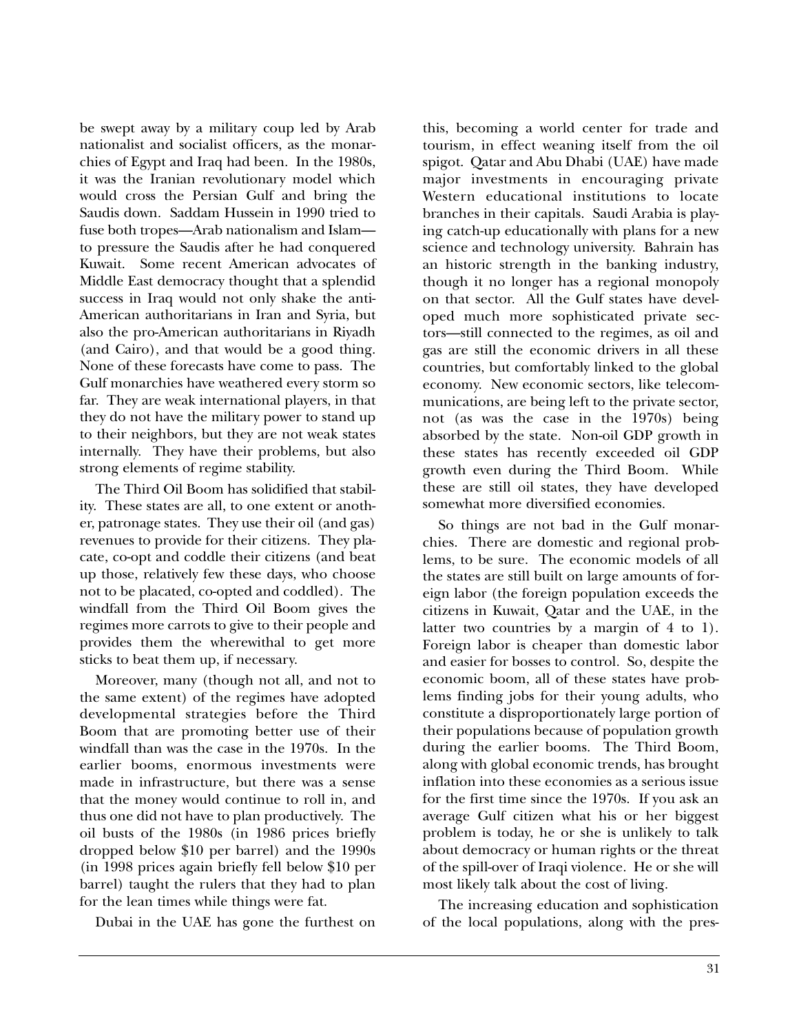be swept away by a military coup led by Arab nationalist and socialist officers, as the monarchies of Egypt and Iraq had been. In the 1980s, it was the Iranian revolutionary model which would cross the Persian Gulf and bring the Saudis down. Saddam Hussein in 1990 tried to fuse both tropes—Arab nationalism and Islam—to pressure the Saudis after he had conquered Kuwait. Some recent American advocates of Middle East democracy thought that a splendid success in Iraq would not only shake the anti-American authoritarians in Iran and Syria, but also the pro-American authoritarians in Riyadh (and Cairo), and that would be a good thing. None of these forecasts have come to pass. The Gulf monarchies have weathered every storm so far. They are weak international players, in that they do not have the military power to stand up to their neighbors, but they are not weak states internally. They have their problems, but also strong elements of regime stability.

The Third Oil Boom has solidified that stability. These states are all, to one extent or another, patronage states. They use their oil (and gas) revenues to provide for their citizens. They placate, co-opt and coddle their citizens (and beat up those, relatively few these days, who choose not to be placated, co-opted and coddled). The windfall from the Third Oil Boom gives the regimes more carrots to give to their people and provides them the wherewithal to get more sticks to beat them up, if necessary.

Moreover, many (though not all, and not to the same extent) of the regimes have adopted developmental strategies before the Third Boom that are promoting better use of their windfall than was the case in the 1970s. In the earlier booms, enormous investments were made in infrastructure, but there was a sense that the money would continue to roll in, and thus one did not have to plan productively. The oil busts of the 1980s (in 1986 prices briefly dropped below $10 per barrel) and the 1990s (in 1998 prices again briefly fell below $10 per barrel) taught the rulers that they had to plan for the lean times while things were fat.

Dubai in the UAE has gone the furthest on this, becoming a world center for trade and tourism, in effect weaning itself from the oil spigot. Qatar and Abu Dhabi (UAE) have made major investments in encouraging private Western educational institutions to locate branches in their capitals. Saudi Arabia is playing catch-up educationally with plans for a new science and technology university. Bahrain has an historic strength in the banking industry, though it no longer has a regional monopoly on that sector. All the Gulf states have developed much more sophisticated private sectors—still connected to the regimes, as oil and gas are still the economic drivers in all these countries, but comfortably linked to the global economy. New economic sectors, like telecommunications, are being left to the private sector, not (as was the case in the 1970s) being absorbed by the state. Non-oil GDP growth in these states has recently exceeded oil GDP growth even during the Third Boom. While these are still oil states, they have developed somewhat more diversified economies.

So things are not bad in the Gulf monarchies. There are domestic and regional problems, to be sure. The economic models of all the states are still built on large amounts of foreign labor (the foreign population exceeds the citizens in Kuwait, Qatar and the UAE, in the latter two countries by a margin of 4 to 1). Foreign labor is cheaper than domestic labor and easier for bosses to control. So, despite the economic boom, all of these states have problems finding jobs for their young adults, who constitute a disproportionately large portion of their populations because of population growth during the earlier booms. The Third Boom, along with global economic trends, has brought inflation into these economies as a serious issue for the first time since the 1970s. If you ask an average Gulf citizen what his or her biggest problem is today, he or she is unlikely to talk about democracy or human rights or the threat of the spill-over of Iraqi violence. He or she will most likely talk about the cost of living.

The increasing education and sophistication of the local populations, along with the pres-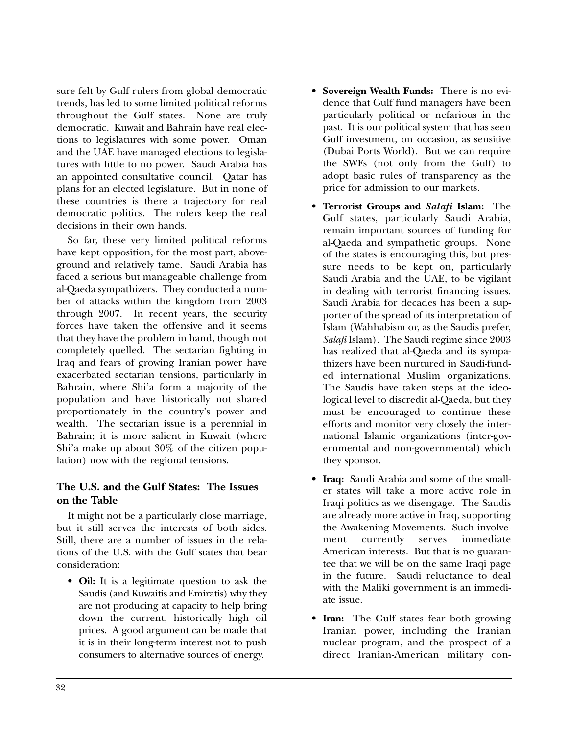sure felt by Gulf rulers from global democratic trends, has led to some limited political reforms throughout the Gulf states. None are truly democratic. Kuwait and Bahrain have real elections to legislatures with some power. Oman and the UAE have managed elections to legislatures with little to no power. Saudi Arabia has an appointed consultative council. Qatar has plans for an elected legislature. But in none of these countries is there a trajectory for real democratic politics. The rulers keep the real decisions in their own hands.

So far, these very limited political reforms have kept opposition, for the most part, aboveground and relatively tame. Saudi Arabia has faced a serious but manageable challenge from al-Qaeda sympathizers. They conducted a number of attacks within the kingdom from 2003 through 2007. In recent years, the security forces have taken the offensive and it seems that they have the problem in hand, though not completely quelled. The sectarian fighting in Iraq and fears of growing Iranian power have exacerbated sectarian tensions, particularly in Bahrain, where Shi'a form a majority of the population and have historically not shared proportionately in the country's power and wealth. The sectarian issue is a perennial in Bahrain; it is more salient in Kuwait (where Shi'a make up about 30% of the citizen population) now with the regional tensions.

### The U.S. and the Gulf States: The Issues on the Table

It might not be a particularly close marriage, but it still serves the interests of both sides. Still, there are a number of issues in the relations of the U.S. with the Gulf states that bear consideration:

- **Oil:** It is a legitimate question to ask the Saudis (and Kuwaitis and Emiratis) why they are not producing at capacity to help bring down the current, historically high oil prices. A good argument can be made that it is in their long-term interest not to push consumers to alternative sources of energy.
- **Sovereign Wealth Funds:** There is no evidence that Gulf fund managers have been particularly political or nefarious in the past. It is our political system that has seen Gulf investment, on occasion, as sensitive (Dubai Ports World). But we can require the SWFs (not only from the Gulf) to adopt basic rules of transparency as the price for admission to our markets.
- **Terrorist Groups and *Salafi* Islam:** The Gulf states, particularly Saudi Arabia, remain important sources of funding for al-Qaeda and sympathetic groups. None of the states is encouraging this, but pressure needs to be kept on, particularly Saudi Arabia and the UAE, to be vigilant in dealing with terrorist financing issues. Saudi Arabia for decades has been a supporter of the spread of its interpretation of Islam (Wahhabism or, as the Saudis prefer, *Salafi* Islam). The Saudi regime since 2003 has realized that al-Qaeda and its sympathizers have been nurtured in Saudi-funded international Muslim organizations. The Saudis have taken steps at the ideological level to discredit al-Qaeda, but they must be encouraged to continue these efforts and monitor very closely the international Islamic organizations (inter-governmental and non-governmental) which they sponsor.
- **Iraq:** Saudi Arabia and some of the smaller states will take a more active role in Iraqi politics as we disengage. The Saudis are already more active in Iraq, supporting the Awakening Movements. Such involvement currently serves immediate American interests. But that is no guarantee that we will be on the same Iraqi page in the future. Saudi reluctance to deal with the Maliki government is an immediate issue.
- **Iran:** The Gulf states fear both growing Iranian power, including the Iranian nuclear program, and the prospect of a direct Iranian-American military con-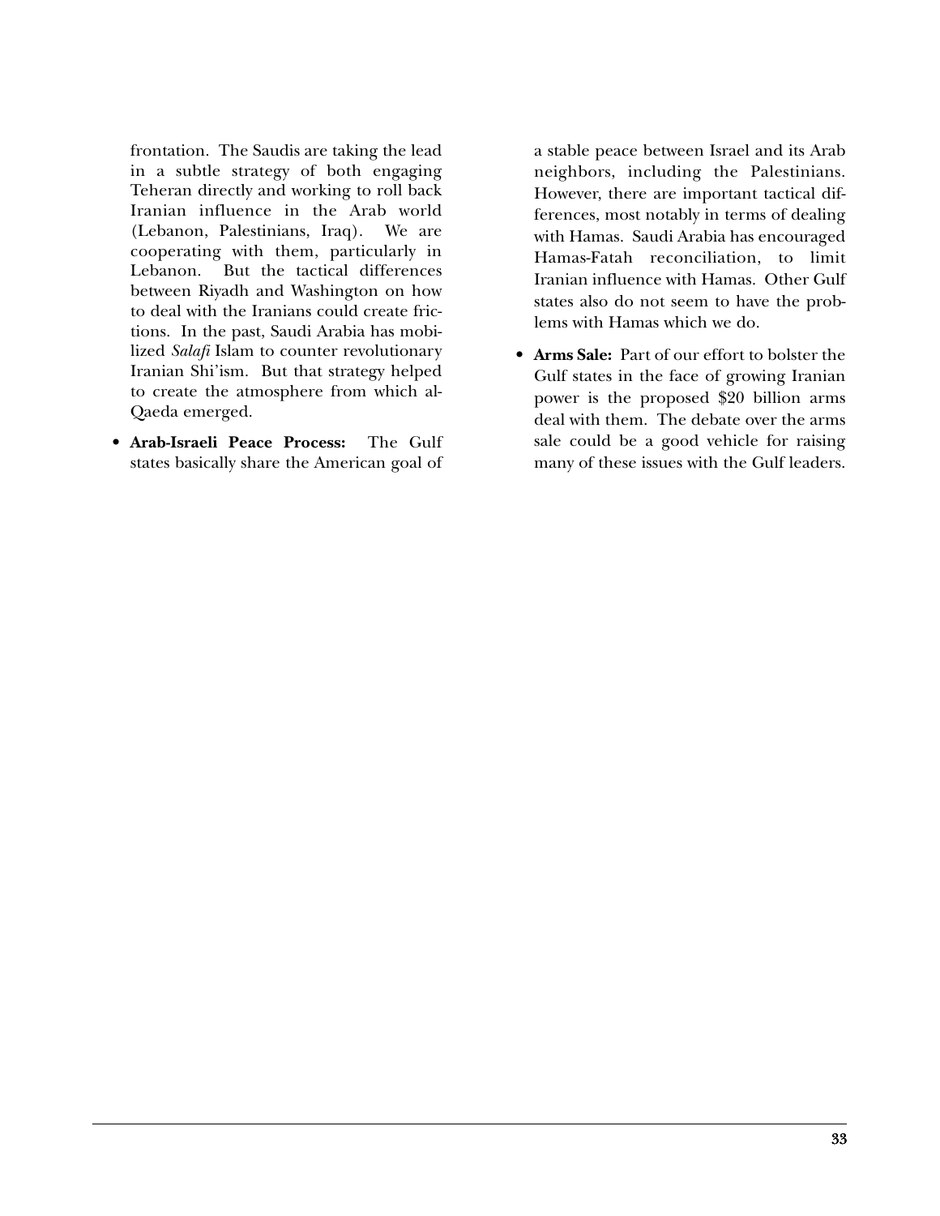frontation. The Saudis are taking the lead in a subtle strategy of both engaging Teheran directly and working to roll back Iranian influence in the Arab world (Lebanon, Palestinians, Iraq). We are cooperating with them, particularly in Lebanon. But the tactical differences between Riyadh and Washington on how to deal with the Iranians could create frictions. In the past, Saudi Arabia has mobilized *Salafi* Islam to counter revolutionary Iranian Shi'ism. But that strategy helped to create the atmosphere from which al-Qaeda emerged.

- **Arab-Israeli Peace Process:** The Gulf states basically share the American goal of a stable peace between Israel and its Arab neighbors, including the Palestinians. However, there are important tactical differences, most notably in terms of dealing with Hamas. Saudi Arabia has encouraged Hamas-Fatah reconciliation, to limit Iranian influence with Hamas. Other Gulf states also do not seem to have the problems with Hamas which we do.
- **Arms Sale:** Part of our effort to bolster the Gulf states in the face of growing Iranian power is the proposed $20 billion arms deal with them. The debate over the arms sale could be a good vehicle for raising many of these issues with the Gulf leaders.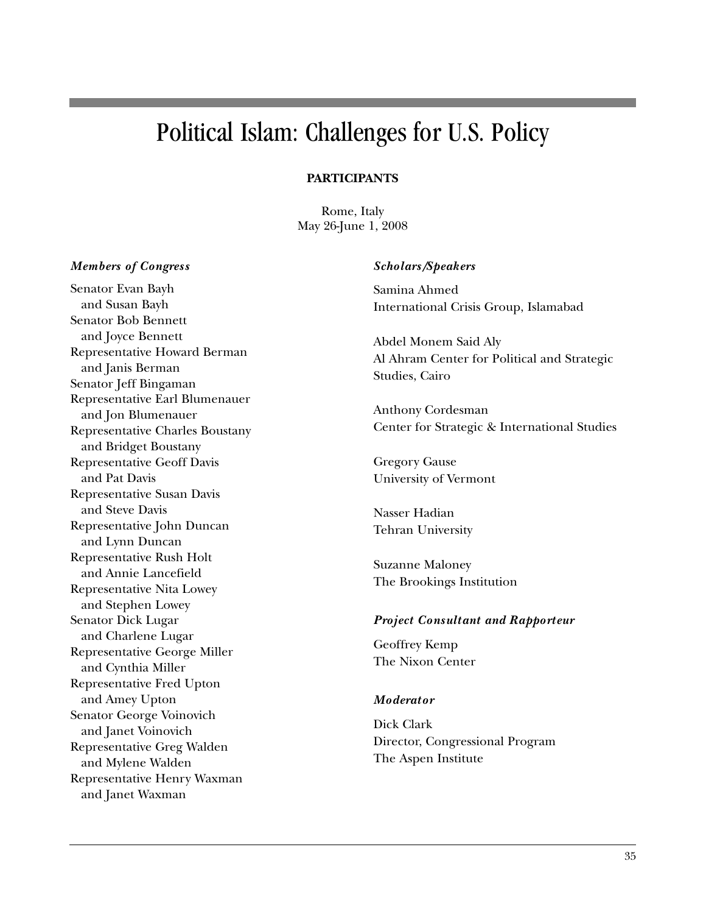# Political Islam: Challenges for U.S. Policy

**PARTICIPANTS**

Rome, Italy
May 26-June 1, 2008

### *Members of Congress*

Senator Evan Bayh
and Susan Bayh
Senator Bob Bennett
and Joyce Bennett
Representative Howard Berman
and Janis Berman
Senator Jeff Bingaman
Representative Earl Blumenauer
and Jon Blumenauer
Representative Charles Boustany
and Bridget Boustany
Representative Geoff Davis
and Pat Davis
Representative Susan Davis
and Steve Davis
Representative John Duncan
and Lynn Duncan
Representative Rush Holt
and Annie Lancefield
Representative Nita Lowey
and Stephen Lowey
Senator Dick Lugar
and Charlene Lugar
Representative George Miller
and Cynthia Miller
Representative Fred Upton
and Amey Upton
Senator George Voinovich
and Janet Voinovich
Representative Greg Walden
and Mylene Walden
Representative Henry Waxman
and Janet Waxman

### *Scholars/Speakers*

Samina Ahmed
International Crisis Group, Islamabad

Abdel Monem Said Aly
Al Ahram Center for Political and Strategic Studies, Cairo

Anthony Cordesman
Center for Strategic & International Studies

Gregory Gause
University of Vermont

Nasser Hadian
Tehran University

Suzanne Maloney
The Brookings Institution

### *Project Consultant and Rapporteur*

Geoffrey Kemp
The Nixon Center

### *Moderator*

Dick Clark
Director, Congressional Program
The Aspen Institute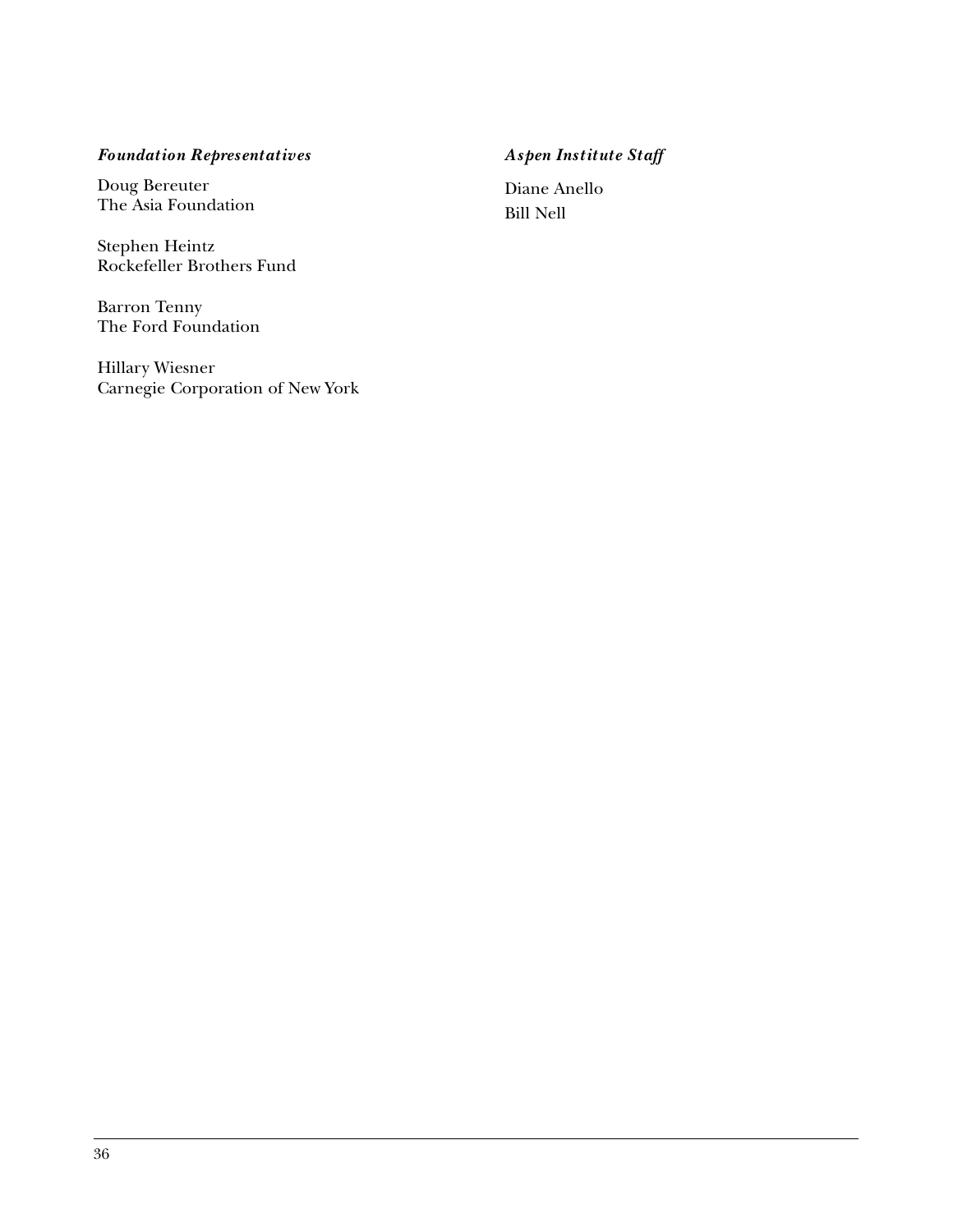*Foundation Representatives*

Doug Bereuter
The Asia Foundation

Stephen Heintz
Rockefeller Brothers Fund

Barron Tenny
The Ford Foundation

Hillary Wiesner
Carnegie Corporation of New York

*Aspen Institute Staff*

Diane Anello

Bill Nell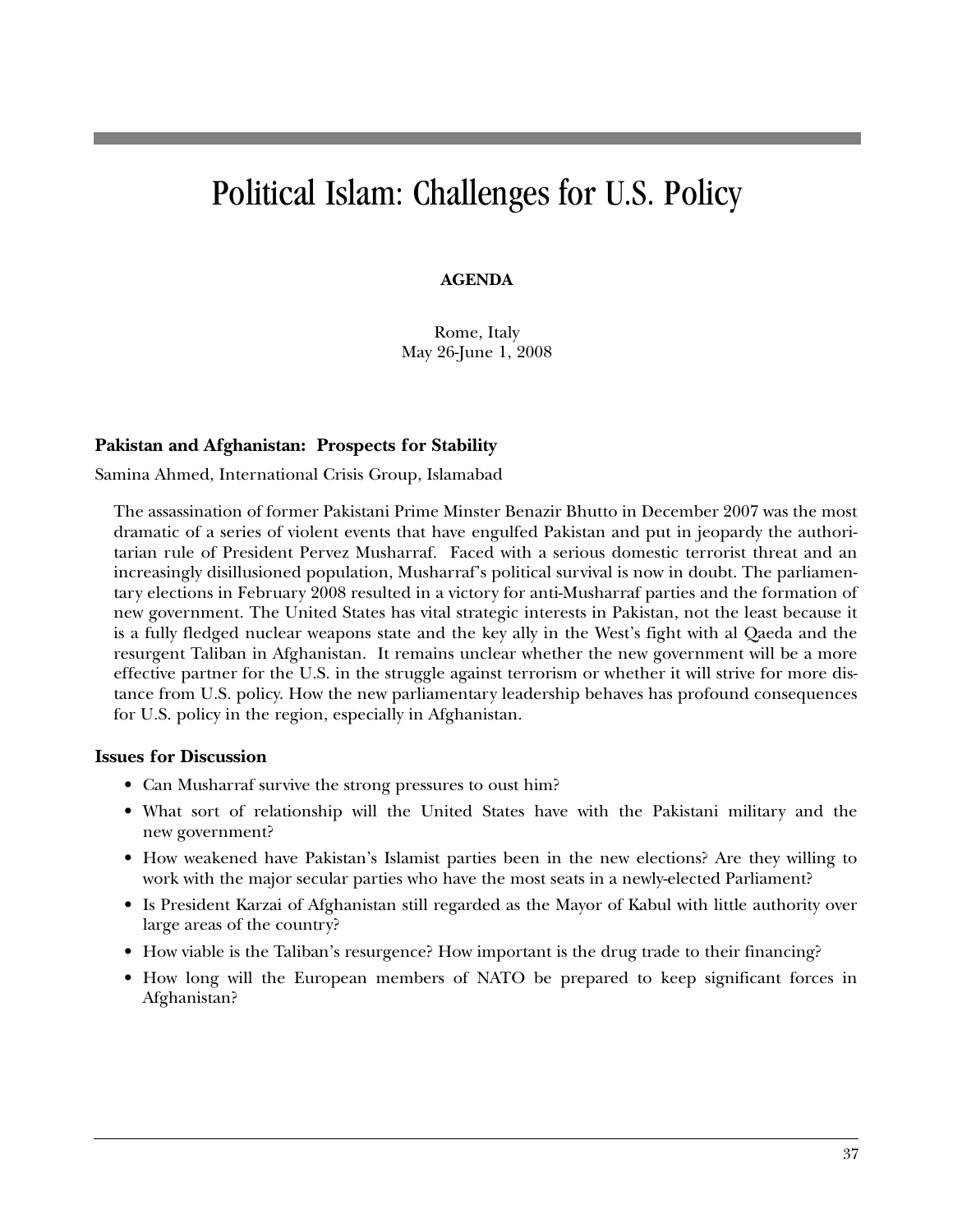# Political Islam: Challenges for U.S. Policy

**AGENDA**

Rome, Italy
May 26-June 1, 2008

### Pakistan and Afghanistan: Prospects for Stability

Samina Ahmed, International Crisis Group, Islamabad

The assassination of former Pakistani Prime Minster Benazir Bhutto in December 2007 was the most dramatic of a series of violent events that have engulfed Pakistan and put in jeopardy the authoritarian rule of President Pervez Musharraf. Faced with a serious domestic terrorist threat and an increasingly disillusioned population, Musharraf's political survival is now in doubt. The parliamentary elections in February 2008 resulted in a victory for anti-Musharraf parties and the formation of new government. The United States has vital strategic interests in Pakistan, not the least because it is a fully fledged nuclear weapons state and the key ally in the West's fight with al Qaeda and the resurgent Taliban in Afghanistan. It remains unclear whether the new government will be a more effective partner for the U.S. in the struggle against terrorism or whether it will strive for more distance from U.S. policy. How the new parliamentary leadership behaves has profound consequences for U.S. policy in the region, especially in Afghanistan.

### Issues for Discussion

- Can Musharraf survive the strong pressures to oust him?
- What sort of relationship will the United States have with the Pakistani military and the new government?
- How weakened have Pakistan's Islamist parties been in the new elections? Are they willing to work with the major secular parties who have the most seats in a newly-elected Parliament?
- Is President Karzai of Afghanistan still regarded as the Mayor of Kabul with little authority over large areas of the country?
- How viable is the Taliban's resurgence? How important is the drug trade to their financing?
- How long will the European members of NATO be prepared to keep significant forces in Afghanistan?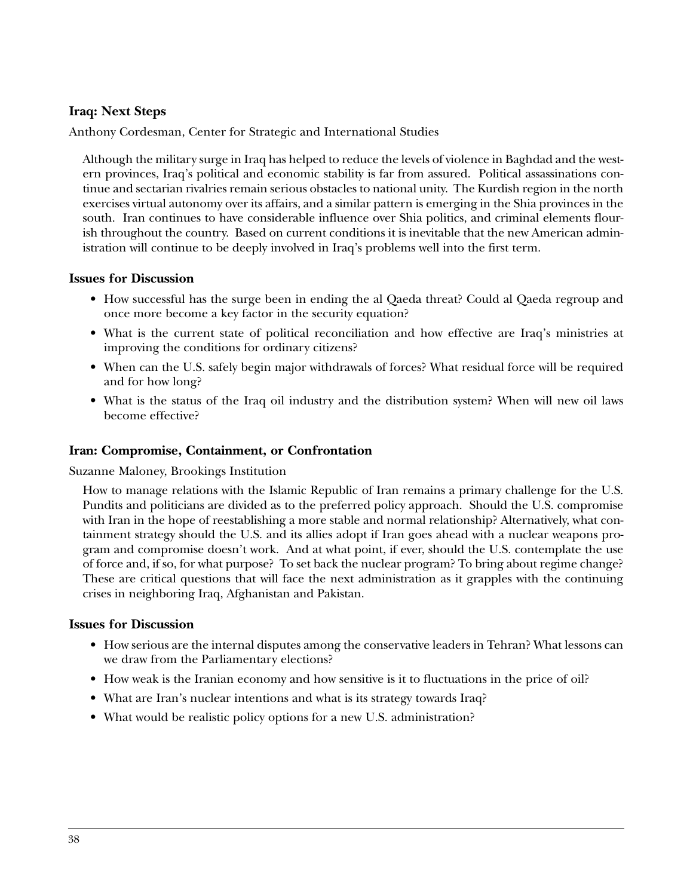## Iraq: Next Steps

Anthony Cordesman, Center for Strategic and International Studies

Although the military surge in Iraq has helped to reduce the levels of violence in Baghdad and the western provinces, Iraq's political and economic stability is far from assured. Political assassinations continue and sectarian rivalries remain serious obstacles to national unity. The Kurdish region in the north exercises virtual autonomy over its affairs, and a similar pattern is emerging in the Shia provinces in the south. Iran continues to have considerable influence over Shia politics, and criminal elements flourish throughout the country. Based on current conditions it is inevitable that the new American administration will continue to be deeply involved in Iraq's problems well into the first term.

### Issues for Discussion

- How successful has the surge been in ending the al Qaeda threat? Could al Qaeda regroup and once more become a key factor in the security equation?
- What is the current state of political reconciliation and how effective are Iraq's ministries at improving the conditions for ordinary citizens?
- When can the U.S. safely begin major withdrawals of forces? What residual force will be required and for how long?
- What is the status of the Iraq oil industry and the distribution system? When will new oil laws become effective?

## Iran: Compromise, Containment, or Confrontation

Suzanne Maloney, Brookings Institution

How to manage relations with the Islamic Republic of Iran remains a primary challenge for the U.S. Pundits and politicians are divided as to the preferred policy approach. Should the U.S. compromise with Iran in the hope of reestablishing a more stable and normal relationship? Alternatively, what containment strategy should the U.S. and its allies adopt if Iran goes ahead with a nuclear weapons program and compromise doesn't work. And at what point, if ever, should the U.S. contemplate the use of force and, if so, for what purpose? To set back the nuclear program? To bring about regime change? These are critical questions that will face the next administration as it grapples with the continuing crises in neighboring Iraq, Afghanistan and Pakistan.

### Issues for Discussion

- How serious are the internal disputes among the conservative leaders in Tehran? What lessons can we draw from the Parliamentary elections?
- How weak is the Iranian economy and how sensitive is it to fluctuations in the price of oil?
- What are Iran's nuclear intentions and what is its strategy towards Iraq?
- What would be realistic policy options for a new U.S. administration?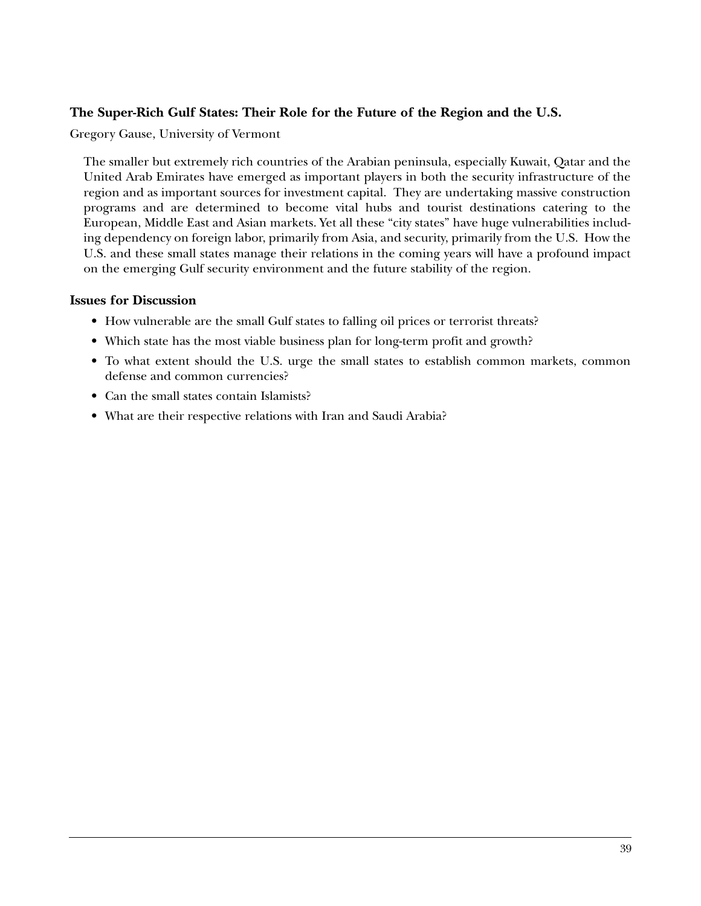### The Super-Rich Gulf States: Their Role for the Future of the Region and the U.S.

Gregory Gause, University of Vermont

The smaller but extremely rich countries of the Arabian peninsula, especially Kuwait, Qatar and the United Arab Emirates have emerged as important players in both the security infrastructure of the region and as important sources for investment capital. They are undertaking massive construction programs and are determined to become vital hubs and tourist destinations catering to the European, Middle East and Asian markets. Yet all these "city states" have huge vulnerabilities including dependency on foreign labor, primarily from Asia, and security, primarily from the U.S. How the U.S. and these small states manage their relations in the coming years will have a profound impact on the emerging Gulf security environment and the future stability of the region.

#### Issues for Discussion

- How vulnerable are the small Gulf states to falling oil prices or terrorist threats?
- Which state has the most viable business plan for long-term profit and growth?
- To what extent should the U.S. urge the small states to establish common markets, common defense and common currencies?
- Can the small states contain Islamists?
- What are their respective relations with Iran and Saudi Arabia?